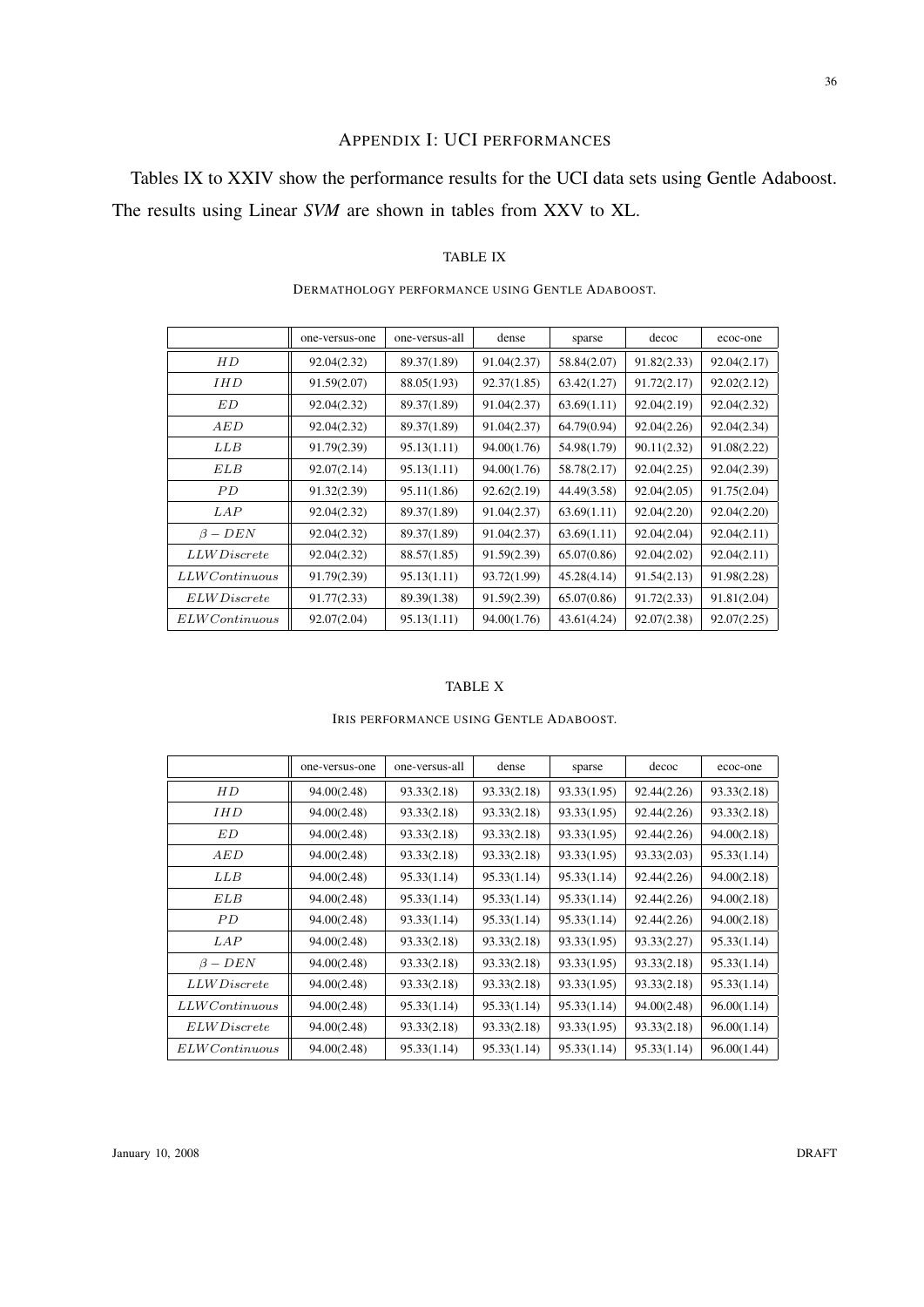## APPENDIX I: UCI PERFORMANCES

Tables IX to XXIV show the performance results for the UCI data sets using Gentle Adaboost. The results using Linear *SVM* are shown in tables from XXV to XL.

TABLE IX

DERMATHOLOGY PERFORMANCE USING GENTLE ADABOOST.

| | one-versus-one | one-versus-all | dense | sparse | decoc | ecoc-one |
|---|---|---|---|---|---|---|
| $HD$ | 92.04(2.32) | 89.37(1.89) | 91.04(2.37) | 58.84(2.07) | 91.82(2.33) | 92.04(2.17) |
| $IHD$ | 91.59(2.07) | 88.05(1.93) | 92.37(1.85) | 63.42(1.27) | 91.72(2.17) | 92.02(2.12) |
| $ED$ | 92.04(2.32) | 89.37(1.89) | 91.04(2.37) | 63.69(1.11) | 92.04(2.19) | 92.04(2.32) |
| $AED$ | 92.04(2.32) | 89.37(1.89) | 91.04(2.37) | 64.79(0.94) | 92.04(2.26) | 92.04(2.34) |
| $LLB$ | 91.79(2.39) | 95.13(1.11) | 94.00(1.76) | 54.98(1.79) | 90.11(2.32) | 91.08(2.22) |
| $ELB$ | 92.07(2.14) | 95.13(1.11) | 94.00(1.76) | 58.78(2.17) | 92.04(2.25) | 92.04(2.39) |
| $PD$ | 91.32(2.39) | 95.11(1.86) | 92.62(2.19) | 44.49(3.58) | 92.04(2.05) | 91.75(2.04) |
| $LAP$ | 92.04(2.32) | 89.37(1.89) | 91.04(2.37) | 63.69(1.11) | 92.04(2.20) | 92.04(2.20) |
| $\beta - DEN$ | 92.04(2.32) | 89.37(1.89) | 91.04(2.37) | 63.69(1.11) | 92.04(2.04) | 92.04(2.11) |
| $LLW Discrete$ | 92.04(2.32) | 88.57(1.85) | 91.59(2.39) | 65.07(0.86) | 92.04(2.02) | 92.04(2.11) |
| $LLW Continuous$ | 91.79(2.39) | 95.13(1.11) | 93.72(1.99) | 45.28(4.14) | 91.54(2.13) | 91.98(2.28) |
| $ELW Discrete$ | 91.77(2.33) | 89.39(1.38) | 91.59(2.39) | 65.07(0.86) | 91.72(2.33) | 91.81(2.04) |
| $ELW Continuous$ | 92.07(2.04) | 95.13(1.11) | 94.00(1.76) | 43.61(4.24) | 92.07(2.38) | 92.07(2.25) |

TABLE X

IRIS PERFORMANCE USING GENTLE ADABOOST.

| | one-versus-one | one-versus-all | dense | sparse | decoc | ecoc-one |
|---|---|---|---|---|---|---|
| $HD$ | 94.00(2.48) | 93.33(2.18) | 93.33(2.18) | 93.33(1.95) | 92.44(2.26) | 93.33(2.18) |
| $IHD$ | 94.00(2.48) | 93.33(2.18) | 93.33(2.18) | 93.33(1.95) | 92.44(2.26) | 93.33(2.18) |
| $ED$ | 94.00(2.48) | 93.33(2.18) | 93.33(2.18) | 93.33(1.95) | 92.44(2.26) | 94.00(2.18) |
| $AED$ | 94.00(2.48) | 93.33(2.18) | 93.33(2.18) | 93.33(1.95) | 93.33(2.03) | 95.33(1.14) |
| $LLB$ | 94.00(2.48) | 95.33(1.14) | 95.33(1.14) | 95.33(1.14) | 92.44(2.26) | 94.00(2.18) |
| $ELB$ | 94.00(2.48) | 95.33(1.14) | 95.33(1.14) | 95.33(1.14) | 92.44(2.26) | 94.00(2.18) |
| $PD$ | 94.00(2.48) | 93.33(1.14) | 95.33(1.14) | 95.33(1.14) | 92.44(2.26) | 94.00(2.18) |
| $LAP$ | 94.00(2.48) | 93.33(2.18) | 93.33(2.18) | 93.33(1.95) | 93.33(2.27) | 95.33(1.14) |
| $\beta - DEN$ | 94.00(2.48) | 93.33(2.18) | 93.33(2.18) | 93.33(1.95) | 93.33(2.18) | 95.33(1.14) |
| $LLW Discrete$ | 94.00(2.48) | 93.33(2.18) | 93.33(2.18) | 93.33(1.95) | 93.33(2.18) | 95.33(1.14) |
| $LLW Continuous$ | 94.00(2.48) | 95.33(1.14) | 95.33(1.14) | 95.33(1.14) | 94.00(2.48) | 96.00(1.14) |
| $ELW Discrete$ | 94.00(2.48) | 93.33(2.18) | 93.33(2.18) | 93.33(1.95) | 93.33(2.18) | 96.00(1.14) |
| $ELW Continuous$ | 94.00(2.48) | 95.33(1.14) | 95.33(1.14) | 95.33(1.14) | 95.33(1.14) | 96.00(1.44) |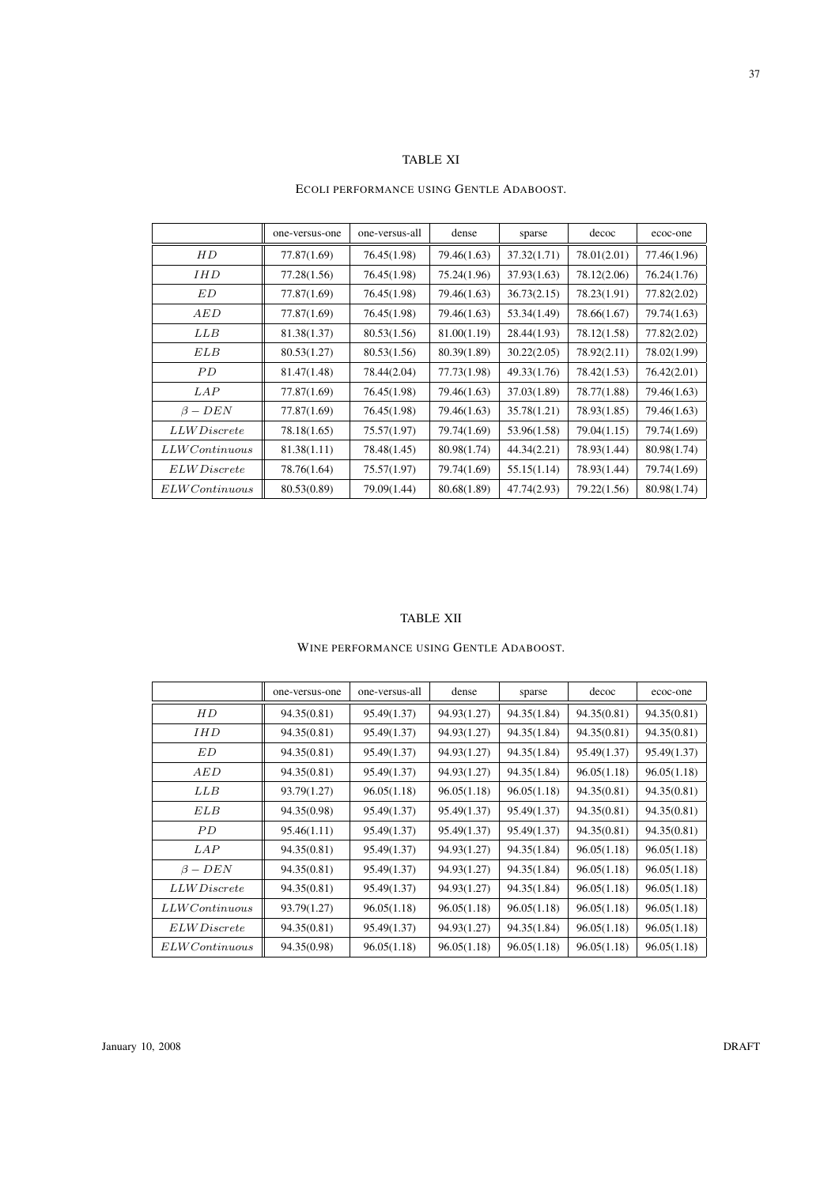TABLE XI

ECOLI PERFORMANCE USING GENTLE ADABOOST.

| | one-versus-one | one-versus-all | dense | sparse | decoc | ecoc-one |
|---|---|---|---|---|---|---|
| $HD$ | 77.87(1.69) | 76.45(1.98) | 79.46(1.63) | 37.32(1.71) | 78.01(2.01) | 77.46(1.96) |
| $IHD$ | 77.28(1.56) | 76.45(1.98) | 75.24(1.96) | 37.93(1.63) | 78.12(2.06) | 76.24(1.76) |
| $ED$ | 77.87(1.69) | 76.45(1.98) | 79.46(1.63) | 36.73(2.15) | 78.23(1.91) | 77.82(2.02) |
| $AED$ | 77.87(1.69) | 76.45(1.98) | 79.46(1.63) | 53.34(1.49) | 78.66(1.67) | 79.74(1.63) |
| $LLB$ | 81.38(1.37) | 80.53(1.56) | 81.00(1.19) | 28.44(1.93) | 78.12(1.58) | 77.82(2.02) |
| $ELB$ | 80.53(1.27) | 80.53(1.56) | 80.39(1.89) | 30.22(2.05) | 78.92(2.11) | 78.02(1.99) |
| $PD$ | 81.47(1.48) | 78.44(2.04) | 77.73(1.98) | 49.33(1.76) | 78.42(1.53) | 76.42(2.01) |
| $LAP$ | 77.87(1.69) | 76.45(1.98) | 79.46(1.63) | 37.03(1.89) | 78.77(1.88) | 79.46(1.63) |
| $\beta - DEN$ | 77.87(1.69) | 76.45(1.98) | 79.46(1.63) | 35.78(1.21) | 78.93(1.85) | 79.46(1.63) |
| $LLW Discrete$ | 78.18(1.65) | 75.57(1.97) | 79.74(1.69) | 53.96(1.58) | 79.04(1.15) | 79.74(1.69) |
| $LLW Continuous$ | 81.38(1.11) | 78.48(1.45) | 80.98(1.74) | 44.34(2.21) | 78.93(1.44) | 80.98(1.74) |
| $ELW Discrete$ | 78.76(1.64) | 75.57(1.97) | 79.74(1.69) | 55.15(1.14) | 78.93(1.44) | 79.74(1.69) |
| $ELW Continuous$ | 80.53(0.89) | 79.09(1.44) | 80.68(1.89) | 47.74(2.93) | 79.22(1.56) | 80.98(1.74) |

TABLE XII

WINE PERFORMANCE USING GENTLE ADABOOST.

| | one-versus-one | one-versus-all | dense | sparse | decoc | ecoc-one |
|---|---|---|---|---|---|---|
| $HD$ | 94.35(0.81) | 95.49(1.37) | 94.93(1.27) | 94.35(1.84) | 94.35(0.81) | 94.35(0.81) |
| $IHD$ | 94.35(0.81) | 95.49(1.37) | 94.93(1.27) | 94.35(1.84) | 94.35(0.81) | 94.35(0.81) |
| $ED$ | 94.35(0.81) | 95.49(1.37) | 94.93(1.27) | 94.35(1.84) | 95.49(1.37) | 95.49(1.37) |
| $AED$ | 94.35(0.81) | 95.49(1.37) | 94.93(1.27) | 94.35(1.84) | 96.05(1.18) | 96.05(1.18) |
| $LLB$ | 93.79(1.27) | 96.05(1.18) | 96.05(1.18) | 96.05(1.18) | 94.35(0.81) | 94.35(0.81) |
| $ELB$ | 94.35(0.98) | 95.49(1.37) | 95.49(1.37) | 95.49(1.37) | 94.35(0.81) | 94.35(0.81) |
| $PD$ | 95.46(1.11) | 95.49(1.37) | 95.49(1.37) | 95.49(1.37) | 94.35(0.81) | 94.35(0.81) |
| $LAP$ | 94.35(0.81) | 95.49(1.37) | 94.93(1.27) | 94.35(1.84) | 96.05(1.18) | 96.05(1.18) |
| $\beta - DEN$ | 94.35(0.81) | 95.49(1.37) | 94.93(1.27) | 94.35(1.84) | 96.05(1.18) | 96.05(1.18) |
| $LLW Discrete$ | 94.35(0.81) | 95.49(1.37) | 94.93(1.27) | 94.35(1.84) | 96.05(1.18) | 96.05(1.18) |
| $LLW Continuous$ | 93.79(1.27) | 96.05(1.18) | 96.05(1.18) | 96.05(1.18) | 96.05(1.18) | 96.05(1.18) |
| $ELW Discrete$ | 94.35(0.81) | 95.49(1.37) | 94.93(1.27) | 94.35(1.84) | 96.05(1.18) | 96.05(1.18) |
| $ELW Continuous$ | 94.35(0.98) | 96.05(1.18) | 96.05(1.18) | 96.05(1.18) | 96.05(1.18) | 96.05(1.18) |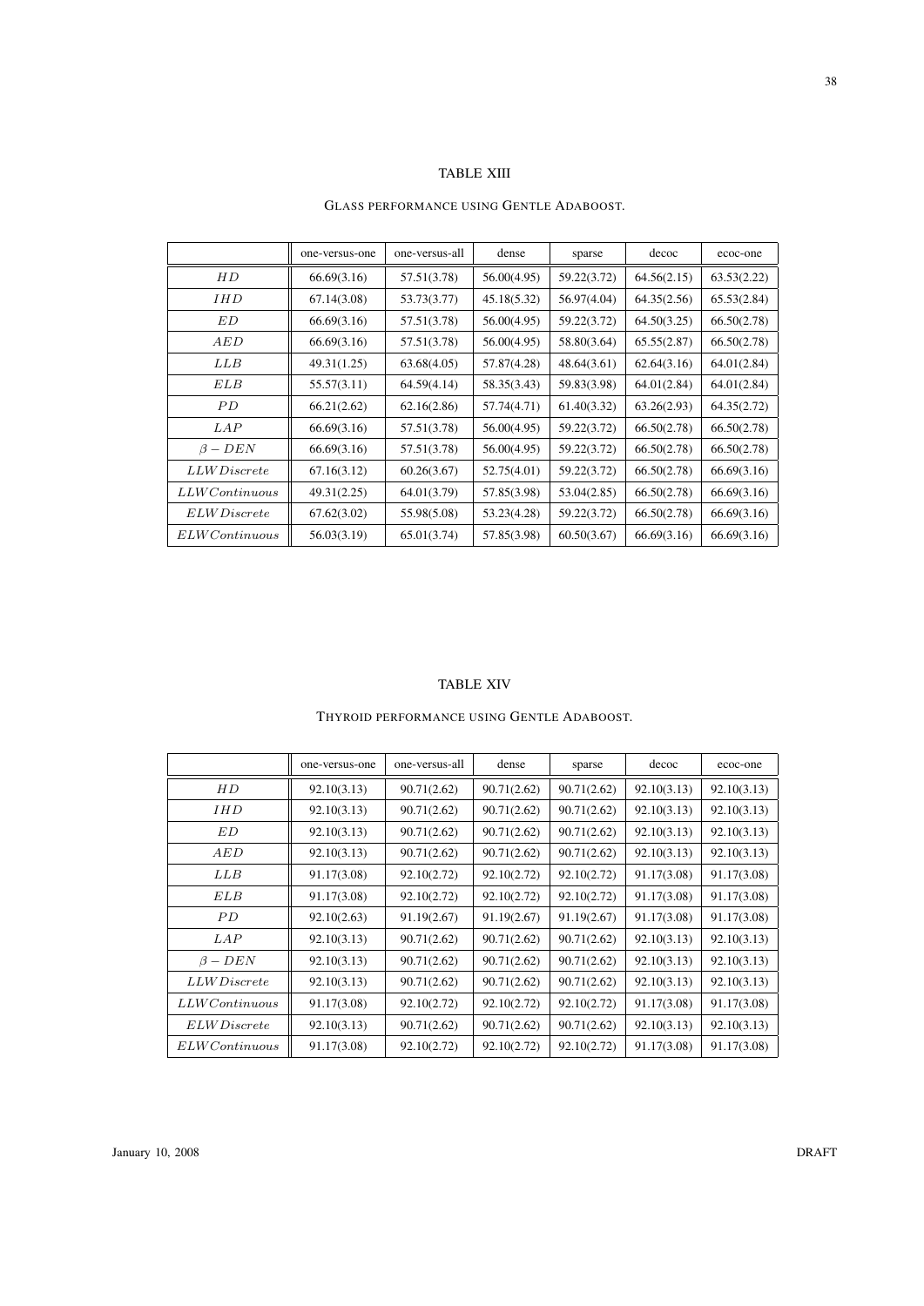TABLE XIII

GLASS PERFORMANCE USING GENTLE ADABOOST.

| | one-versus-one | one-versus-all | dense | sparse | decoc | ecoc-one |
|---|---|---|---|---|---|---|
| $HD$ | 66.69(3.16) | 57.51(3.78) | 56.00(4.95) | 59.22(3.72) | 64.56(2.15) | 63.53(2.22) |
| $IHD$ | 67.14(3.08) | 53.73(3.77) | 45.18(5.32) | 56.97(4.04) | 64.35(2.56) | 65.53(2.84) |
| $ED$ | 66.69(3.16) | 57.51(3.78) | 56.00(4.95) | 59.22(3.72) | 64.50(3.25) | 66.50(2.78) |
| $AED$ | 66.69(3.16) | 57.51(3.78) | 56.00(4.95) | 58.80(3.64) | 65.55(2.87) | 66.50(2.78) |
| $LLB$ | 49.31(1.25) | 63.68(4.05) | 57.87(4.28) | 48.64(3.61) | 62.64(3.16) | 64.01(2.84) |
| $ELB$ | 55.57(3.11) | 64.59(4.14) | 58.35(3.43) | 59.83(3.98) | 64.01(2.84) | 64.01(2.84) |
| $PD$ | 66.21(2.62) | 62.16(2.86) | 57.74(4.71) | 61.40(3.32) | 63.26(2.93) | 64.35(2.72) |
| $LAP$ | 66.69(3.16) | 57.51(3.78) | 56.00(4.95) | 59.22(3.72) | 66.50(2.78) | 66.50(2.78) |
| $\beta - DEN$ | 66.69(3.16) | 57.51(3.78) | 56.00(4.95) | 59.22(3.72) | 66.50(2.78) | 66.50(2.78) |
| $LLW Discrete$ | 67.16(3.12) | 60.26(3.67) | 52.75(4.01) | 59.22(3.72) | 66.50(2.78) | 66.69(3.16) |
| $LLW Continuous$ | 49.31(2.25) | 64.01(3.79) | 57.85(3.98) | 53.04(2.85) | 66.50(2.78) | 66.69(3.16) |
| $ELW Discrete$ | 67.62(3.02) | 55.98(5.08) | 53.23(4.28) | 59.22(3.72) | 66.50(2.78) | 66.69(3.16) |
| $ELW Continuous$ | 56.03(3.19) | 65.01(3.74) | 57.85(3.98) | 60.50(3.67) | 66.69(3.16) | 66.69(3.16) |

TABLE XIV

THYROID PERFORMANCE USING GENTLE ADABOOST.

| | one-versus-one | one-versus-all | dense | sparse | decoc | ecoc-one |
|---|---|---|---|---|---|---|
| $HD$ | 92.10(3.13) | 90.71(2.62) | 90.71(2.62) | 90.71(2.62) | 92.10(3.13) | 92.10(3.13) |
| $IHD$ | 92.10(3.13) | 90.71(2.62) | 90.71(2.62) | 90.71(2.62) | 92.10(3.13) | 92.10(3.13) |
| $ED$ | 92.10(3.13) | 90.71(2.62) | 90.71(2.62) | 90.71(2.62) | 92.10(3.13) | 92.10(3.13) |
| $AED$ | 92.10(3.13) | 90.71(2.62) | 90.71(2.62) | 90.71(2.62) | 92.10(3.13) | 92.10(3.13) |
| $LLB$ | 91.17(3.08) | 92.10(2.72) | 92.10(2.72) | 92.10(2.72) | 91.17(3.08) | 91.17(3.08) |
| $ELB$ | 91.17(3.08) | 92.10(2.72) | 92.10(2.72) | 92.10(2.72) | 91.17(3.08) | 91.17(3.08) |
| $PD$ | 92.10(2.63) | 91.19(2.67) | 91.19(2.67) | 91.19(2.67) | 91.17(3.08) | 91.17(3.08) |
| $LAP$ | 92.10(3.13) | 90.71(2.62) | 90.71(2.62) | 90.71(2.62) | 92.10(3.13) | 92.10(3.13) |
| $\beta - DEN$ | 92.10(3.13) | 90.71(2.62) | 90.71(2.62) | 90.71(2.62) | 92.10(3.13) | 92.10(3.13) |
| $LLW Discrete$ | 92.10(3.13) | 90.71(2.62) | 90.71(2.62) | 90.71(2.62) | 92.10(3.13) | 92.10(3.13) |
| $LLW Continuous$ | 91.17(3.08) | 92.10(2.72) | 92.10(2.72) | 92.10(2.72) | 91.17(3.08) | 91.17(3.08) |
| $ELW Discrete$ | 92.10(3.13) | 90.71(2.62) | 90.71(2.62) | 90.71(2.62) | 92.10(3.13) | 92.10(3.13) |
| $ELW Continuous$ | 91.17(3.08) | 92.10(2.72) | 92.10(2.72) | 92.10(2.72) | 91.17(3.08) | 91.17(3.08) |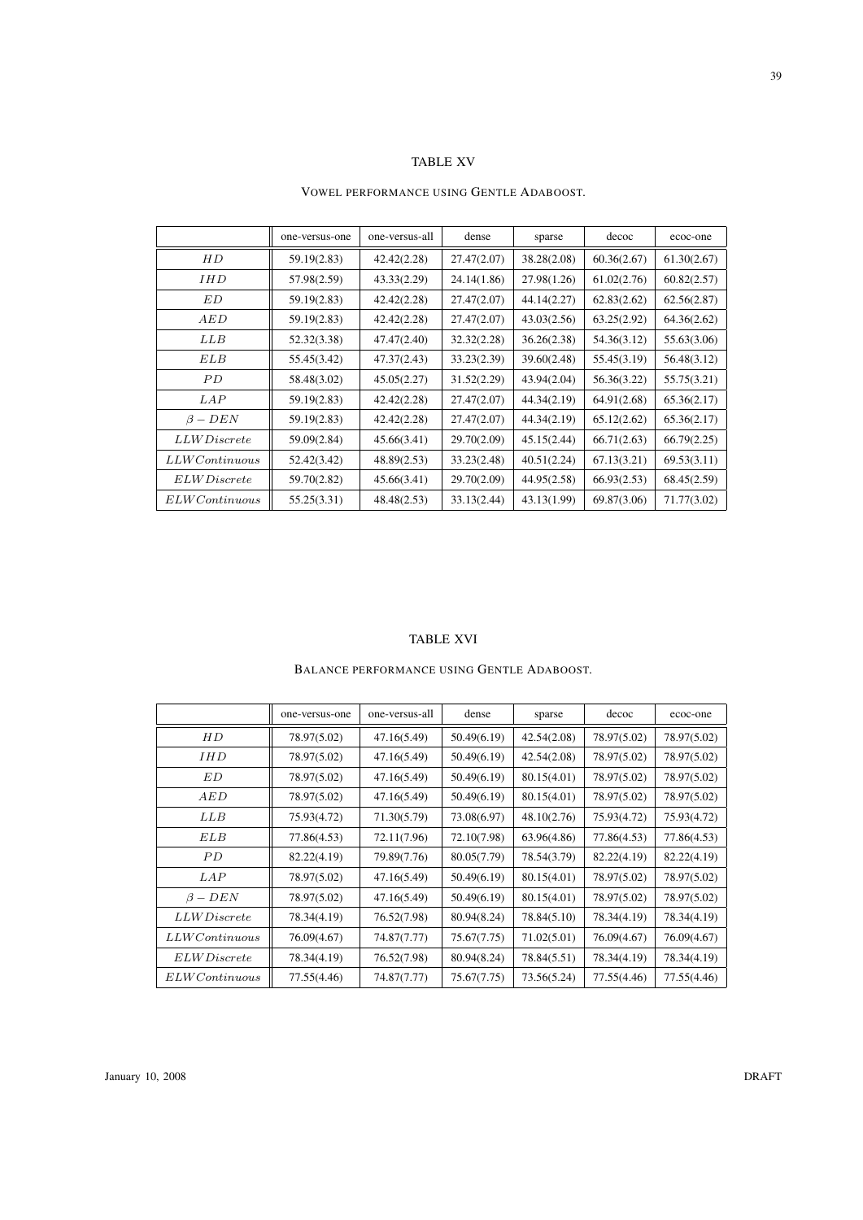TABLE XV

VOWEL PERFORMANCE USING GENTLE ADABOOST.

| | one-versus-one | one-versus-all | dense | sparse | decoc | ecoc-one |
|---|---|---|---|---|---|---|
| $HD$ | 59.19(2.83) | 42.42(2.28) | 27.47(2.07) | 38.28(2.08) | 60.36(2.67) | 61.30(2.67) |
| $IHD$ | 57.98(2.59) | 43.33(2.29) | 24.14(1.86) | 27.98(1.26) | 61.02(2.76) | 60.82(2.57) |
| $ED$ | 59.19(2.83) | 42.42(2.28) | 27.47(2.07) | 44.14(2.27) | 62.83(2.62) | 62.56(2.87) |
| $AED$ | 59.19(2.83) | 42.42(2.28) | 27.47(2.07) | 43.03(2.56) | 63.25(2.92) | 64.36(2.62) |
| $LLB$ | 52.32(3.38) | 47.47(2.40) | 32.32(2.28) | 36.26(2.38) | 54.36(3.12) | 55.63(3.06) |
| $ELB$ | 55.45(3.42) | 47.37(2.43) | 33.23(2.39) | 39.60(2.48) | 55.45(3.19) | 56.48(3.12) |
| $PD$ | 58.48(3.02) | 45.05(2.27) | 31.52(2.29) | 43.94(2.04) | 56.36(3.22) | 55.75(3.21) |
| $LAP$ | 59.19(2.83) | 42.42(2.28) | 27.47(2.07) | 44.34(2.19) | 64.91(2.68) | 65.36(2.17) |
| $\beta - DEN$ | 59.19(2.83) | 42.42(2.28) | 27.47(2.07) | 44.34(2.19) | 65.12(2.62) | 65.36(2.17) |
| $LLW Discrete$ | 59.09(2.84) | 45.66(3.41) | 29.70(2.09) | 45.15(2.44) | 66.71(2.63) | 66.79(2.25) |
| $LLW Continuous$ | 52.42(3.42) | 48.89(2.53) | 33.23(2.48) | 40.51(2.24) | 67.13(3.21) | 69.53(3.11) |
| $ELW Discrete$ | 59.70(2.82) | 45.66(3.41) | 29.70(2.09) | 44.95(2.58) | 66.93(2.53) | 68.45(2.59) |
| $ELW Continuous$ | 55.25(3.31) | 48.48(2.53) | 33.13(2.44) | 43.13(1.99) | 69.87(3.06) | 71.77(3.02) |

TABLE XVI

BALANCE PERFORMANCE USING GENTLE ADABOOST.

| | one-versus-one | one-versus-all | dense | sparse | decoc | ecoc-one |
|---|---|---|---|---|---|---|
| $HD$ | 78.97(5.02) | 47.16(5.49) | 50.49(6.19) | 42.54(2.08) | 78.97(5.02) | 78.97(5.02) |
| $IHD$ | 78.97(5.02) | 47.16(5.49) | 50.49(6.19) | 42.54(2.08) | 78.97(5.02) | 78.97(5.02) |
| $ED$ | 78.97(5.02) | 47.16(5.49) | 50.49(6.19) | 80.15(4.01) | 78.97(5.02) | 78.97(5.02) |
| $AED$ | 78.97(5.02) | 47.16(5.49) | 50.49(6.19) | 80.15(4.01) | 78.97(5.02) | 78.97(5.02) |
| $LLB$ | 75.93(4.72) | 71.30(5.79) | 73.08(6.97) | 48.10(2.76) | 75.93(4.72) | 75.93(4.72) |
| $ELB$ | 77.86(4.53) | 72.11(7.96) | 72.10(7.98) | 63.96(4.86) | 77.86(4.53) | 77.86(4.53) |
| $PD$ | 82.22(4.19) | 79.89(7.76) | 80.05(7.79) | 78.54(3.79) | 82.22(4.19) | 82.22(4.19) |
| $LAP$ | 78.97(5.02) | 47.16(5.49) | 50.49(6.19) | 80.15(4.01) | 78.97(5.02) | 78.97(5.02) |
| $\beta - DEN$ | 78.97(5.02) | 47.16(5.49) | 50.49(6.19) | 80.15(4.01) | 78.97(5.02) | 78.97(5.02) |
| $LLW Discrete$ | 78.34(4.19) | 76.52(7.98) | 80.94(8.24) | 78.84(5.10) | 78.34(4.19) | 78.34(4.19) |
| $LLW Continuous$ | 76.09(4.67) | 74.87(7.77) | 75.67(7.75) | 71.02(5.01) | 76.09(4.67) | 76.09(4.67) |
| $ELW Discrete$ | 78.34(4.19) | 76.52(7.98) | 80.94(8.24) | 78.84(5.51) | 78.34(4.19) | 78.34(4.19) |
| $ELW Continuous$ | 77.55(4.46) | 74.87(7.77) | 75.67(7.75) | 73.56(5.24) | 77.55(4.46) | 77.55(4.46) |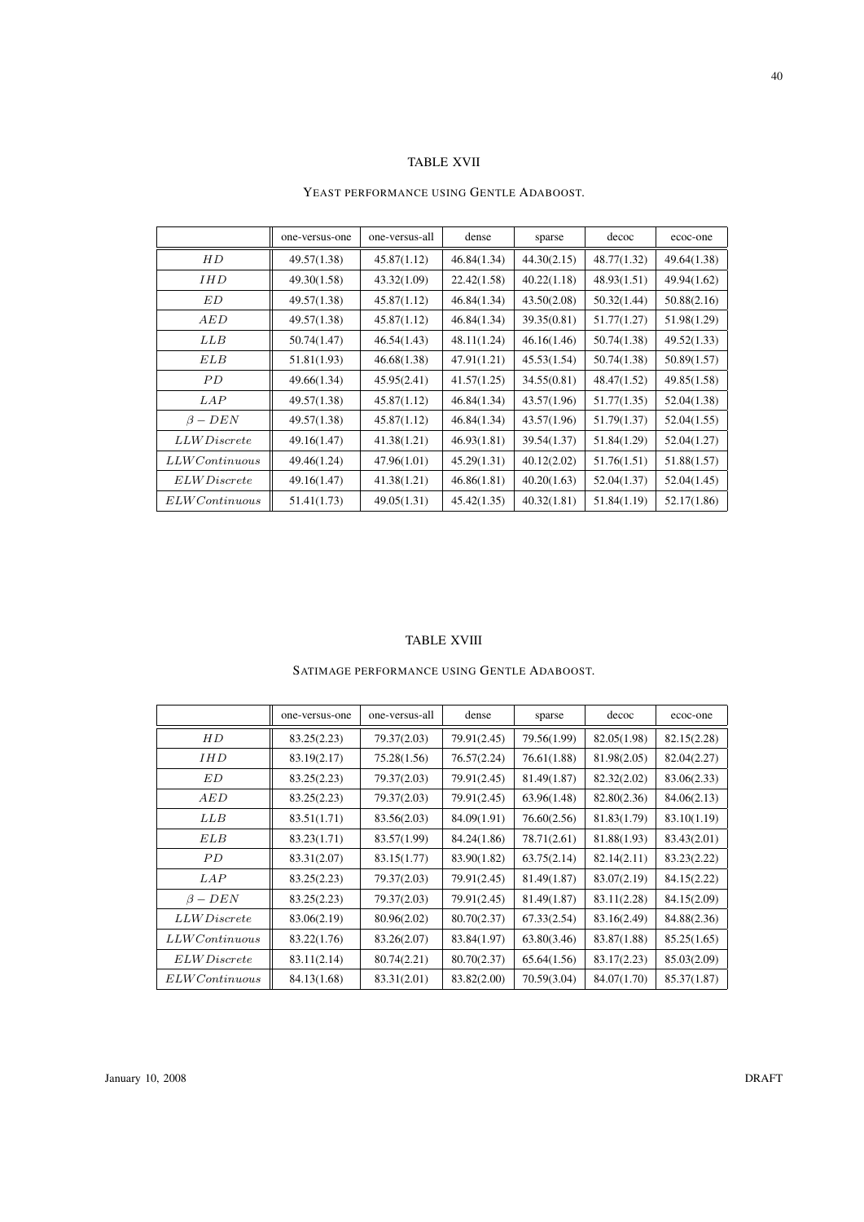TABLE XVII

YEAST PERFORMANCE USING GENTLE ADABOOST.

| | one-versus-one | one-versus-all | dense | sparse | decoc | ecoc-one |
|---|---|---|---|---|---|---|
| $HD$ | 49.57(1.38) | 45.87(1.12) | 46.84(1.34) | 44.30(2.15) | 48.77(1.32) | 49.64(1.38) |
| $IHD$ | 49.30(1.58) | 43.32(1.09) | 22.42(1.58) | 40.22(1.18) | 48.93(1.51) | 49.94(1.62) |
| $ED$ | 49.57(1.38) | 45.87(1.12) | 46.84(1.34) | 43.50(2.08) | 50.32(1.44) | 50.88(2.16) |
| $AED$ | 49.57(1.38) | 45.87(1.12) | 46.84(1.34) | 39.35(0.81) | 51.77(1.27) | 51.98(1.29) |
| $LLB$ | 50.74(1.47) | 46.54(1.43) | 48.11(1.24) | 46.16(1.46) | 50.74(1.38) | 49.52(1.33) |
| $ELB$ | 51.81(1.93) | 46.68(1.38) | 47.91(1.21) | 45.53(1.54) | 50.74(1.38) | 50.89(1.57) |
| $PD$ | 49.66(1.34) | 45.95(2.41) | 41.57(1.25) | 34.55(0.81) | 48.47(1.52) | 49.85(1.58) |
| $LAP$ | 49.57(1.38) | 45.87(1.12) | 46.84(1.34) | 43.57(1.96) | 51.77(1.35) | 52.04(1.38) |
| $\beta - DEN$ | 49.57(1.38) | 45.87(1.12) | 46.84(1.34) | 43.57(1.96) | 51.79(1.37) | 52.04(1.55) |
| $LLW Discrete$ | 49.16(1.47) | 41.38(1.21) | 46.93(1.81) | 39.54(1.37) | 51.84(1.29) | 52.04(1.27) |
| $LLW Continuous$ | 49.46(1.24) | 47.96(1.01) | 45.29(1.31) | 40.12(2.02) | 51.76(1.51) | 51.88(1.57) |
| $ELW Discrete$ | 49.16(1.47) | 41.38(1.21) | 46.86(1.81) | 40.20(1.63) | 52.04(1.37) | 52.04(1.45) |
| $ELW Continuous$ | 51.41(1.73) | 49.05(1.31) | 45.42(1.35) | 40.32(1.81) | 51.84(1.19) | 52.17(1.86) |

TABLE XVIII

SATIMAGE PERFORMANCE USING GENTLE ADABOOST.

| | one-versus-one | one-versus-all | dense | sparse | decoc | ecoc-one |
|---|---|---|---|---|---|---|
| $HD$ | 83.25(2.23) | 79.37(2.03) | 79.91(2.45) | 79.56(1.99) | 82.05(1.98) | 82.15(2.28) |
| $IHD$ | 83.19(2.17) | 75.28(1.56) | 76.57(2.24) | 76.61(1.88) | 81.98(2.05) | 82.04(2.27) |
| $ED$ | 83.25(2.23) | 79.37(2.03) | 79.91(2.45) | 81.49(1.87) | 82.32(2.02) | 83.06(2.33) |
| $AED$ | 83.25(2.23) | 79.37(2.03) | 79.91(2.45) | 63.96(1.48) | 82.80(2.36) | 84.06(2.13) |
| $LLB$ | 83.51(1.71) | 83.56(2.03) | 84.09(1.91) | 76.60(2.56) | 81.83(1.79) | 83.10(1.19) |
| $ELB$ | 83.23(1.71) | 83.57(1.99) | 84.24(1.86) | 78.71(2.61) | 81.88(1.93) | 83.43(2.01) |
| $PD$ | 83.31(2.07) | 83.15(1.77) | 83.90(1.82) | 63.75(2.14) | 82.14(2.11) | 83.23(2.22) |
| $LAP$ | 83.25(2.23) | 79.37(2.03) | 79.91(2.45) | 81.49(1.87) | 83.07(2.19) | 84.15(2.22) |
| $\beta - DEN$ | 83.25(2.23) | 79.37(2.03) | 79.91(2.45) | 81.49(1.87) | 83.11(2.28) | 84.15(2.09) |
| $LLW Discrete$ | 83.06(2.19) | 80.96(2.02) | 80.70(2.37) | 67.33(2.54) | 83.16(2.49) | 84.88(2.36) |
| $LLW Continuous$ | 83.22(1.76) | 83.26(2.07) | 83.84(1.97) | 63.80(3.46) | 83.87(1.88) | 85.25(1.65) |
| $ELW Discrete$ | 83.11(2.14) | 80.74(2.21) | 80.70(2.37) | 65.64(1.56) | 83.17(2.23) | 85.03(2.09) |
| $ELW Continuous$ | 84.13(1.68) | 83.31(2.01) | 83.82(2.00) | 70.59(3.04) | 84.07(1.70) | 85.37(1.87) |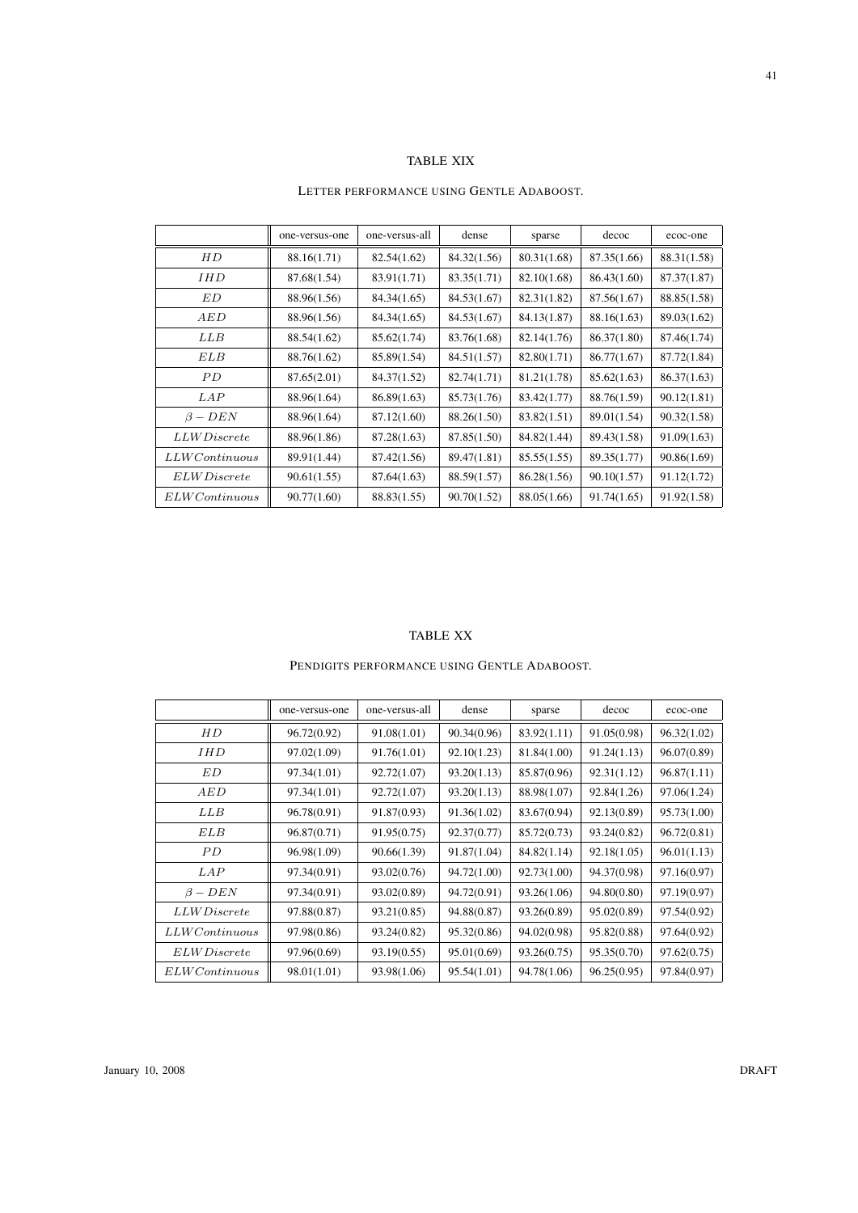TABLE XIX

LETTER PERFORMANCE USING GENTLE ADABOOST.

| | one-versus-one | one-versus-all | dense | sparse | decoc | ecoc-one |
|---|---|---|---|---|---|---|
| $HD$ | 88.16(1.71) | 82.54(1.62) | 84.32(1.56) | 80.31(1.68) | 87.35(1.66) | 88.31(1.58) |
| $IHD$ | 87.68(1.54) | 83.91(1.71) | 83.35(1.71) | 82.10(1.68) | 86.43(1.60) | 87.37(1.87) |
| $ED$ | 88.96(1.56) | 84.34(1.65) | 84.53(1.67) | 82.31(1.82) | 87.56(1.67) | 88.85(1.58) |
| $AED$ | 88.96(1.56) | 84.34(1.65) | 84.53(1.67) | 84.13(1.87) | 88.16(1.63) | 89.03(1.62) |
| $LLB$ | 88.54(1.62) | 85.62(1.74) | 83.76(1.68) | 82.14(1.76) | 86.37(1.80) | 87.46(1.74) |
| $ELB$ | 88.76(1.62) | 85.89(1.54) | 84.51(1.57) | 82.80(1.71) | 86.77(1.67) | 87.72(1.84) |
| $PD$ | 87.65(2.01) | 84.37(1.52) | 82.74(1.71) | 81.21(1.78) | 85.62(1.63) | 86.37(1.63) |
| $LAP$ | 88.96(1.64) | 86.89(1.63) | 85.73(1.76) | 83.42(1.77) | 88.76(1.59) | 90.12(1.81) |
| $\beta - DEN$ | 88.96(1.64) | 87.12(1.60) | 88.26(1.50) | 83.82(1.51) | 89.01(1.54) | 90.32(1.58) |
| $LLW Discrete$ | 88.96(1.86) | 87.28(1.63) | 87.85(1.50) | 84.82(1.44) | 89.43(1.58) | 91.09(1.63) |
| $LLW Continuous$ | 89.91(1.44) | 87.42(1.56) | 89.47(1.81) | 85.55(1.55) | 89.35(1.77) | 90.86(1.69) |
| $ELW Discrete$ | 90.61(1.55) | 87.64(1.63) | 88.59(1.57) | 86.28(1.56) | 90.10(1.57) | 91.12(1.72) |
| $ELW Continuous$ | 90.77(1.60) | 88.83(1.55) | 90.70(1.52) | 88.05(1.66) | 91.74(1.65) | 91.92(1.58) |

TABLE XX

PENDIGITS PERFORMANCE USING GENTLE ADABOOST.

| | one-versus-one | one-versus-all | dense | sparse | decoc | ecoc-one |
|---|---|---|---|---|---|---|
| $HD$ | 96.72(0.92) | 91.08(1.01) | 90.34(0.96) | 83.92(1.11) | 91.05(0.98) | 96.32(1.02) |
| $IHD$ | 97.02(1.09) | 91.76(1.01) | 92.10(1.23) | 81.84(1.00) | 91.24(1.13) | 96.07(0.89) |
| $ED$ | 97.34(1.01) | 92.72(1.07) | 93.20(1.13) | 85.87(0.96) | 92.31(1.12) | 96.87(1.11) |
| $AED$ | 97.34(1.01) | 92.72(1.07) | 93.20(1.13) | 88.98(1.07) | 92.84(1.26) | 97.06(1.24) |
| $LLB$ | 96.78(0.91) | 91.87(0.93) | 91.36(1.02) | 83.67(0.94) | 92.13(0.89) | 95.73(1.00) |
| $ELB$ | 96.87(0.71) | 91.95(0.75) | 92.37(0.77) | 85.72(0.73) | 93.24(0.82) | 96.72(0.81) |
| $PD$ | 96.98(1.09) | 90.66(1.39) | 91.87(1.04) | 84.82(1.14) | 92.18(1.05) | 96.01(1.13) |
| $LAP$ | 97.34(0.91) | 93.02(0.76) | 94.72(1.00) | 92.73(1.00) | 94.37(0.98) | 97.16(0.97) |
| $\beta - DEN$ | 97.34(0.91) | 93.02(0.89) | 94.72(0.91) | 93.26(1.06) | 94.80(0.80) | 97.19(0.97) |
| $LLW Discrete$ | 97.88(0.87) | 93.21(0.85) | 94.88(0.87) | 93.26(0.89) | 95.02(0.89) | 97.54(0.92) |
| $LLW Continuous$ | 97.98(0.86) | 93.24(0.82) | 95.32(0.86) | 94.02(0.98) | 95.82(0.88) | 97.64(0.92) |
| $ELW Discrete$ | 97.96(0.69) | 93.19(0.55) | 95.01(0.69) | 93.26(0.75) | 95.35(0.70) | 97.62(0.75) |
| $ELW Continuous$ | 98.01(1.01) | 93.98(1.06) | 95.54(1.01) | 94.78(1.06) | 96.25(0.95) | 97.84(0.97) |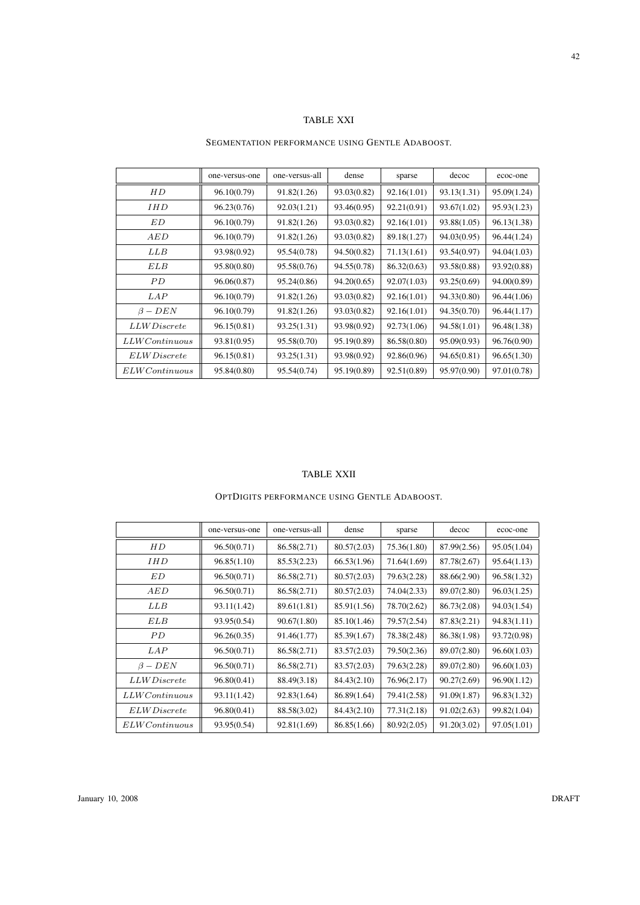TABLE XXI

SEGMENTATION PERFORMANCE USING GENTLE ADABOOST.

| | one-versus-one | one-versus-all | dense | sparse | decoc | ecoc-one |
|---|---|---|---|---|---|---|
| $HD$ | 96.10(0.79) | 91.82(1.26) | 93.03(0.82) | 92.16(1.01) | 93.13(1.31) | 95.09(1.24) |
| $IHD$ | 96.23(0.76) | 92.03(1.21) | 93.46(0.95) | 92.21(0.91) | 93.67(1.02) | 95.93(1.23) |
| $ED$ | 96.10(0.79) | 91.82(1.26) | 93.03(0.82) | 92.16(1.01) | 93.88(1.05) | 96.13(1.38) |
| $AED$ | 96.10(0.79) | 91.82(1.26) | 93.03(0.82) | 89.18(1.27) | 94.03(0.95) | 96.44(1.24) |
| $LLB$ | 93.98(0.92) | 95.54(0.78) | 94.50(0.82) | 71.13(1.61) | 93.54(0.97) | 94.04(1.03) |
| $ELB$ | 95.80(0.80) | 95.58(0.76) | 94.55(0.78) | 86.32(0.63) | 93.58(0.88) | 93.92(0.88) |
| $PD$ | 96.06(0.87) | 95.24(0.86) | 94.20(0.65) | 92.07(1.03) | 93.25(0.69) | 94.00(0.89) |
| $LAP$ | 96.10(0.79) | 91.82(1.26) | 93.03(0.82) | 92.16(1.01) | 94.33(0.80) | 96.44(1.06) |
| $\beta - DEN$ | 96.10(0.79) | 91.82(1.26) | 93.03(0.82) | 92.16(1.01) | 94.35(0.70) | 96.44(1.17) |
| $LLW Discrete$ | 96.15(0.81) | 93.25(1.31) | 93.98(0.92) | 92.73(1.06) | 94.58(1.01) | 96.48(1.38) |
| $LLW Continuous$ | 93.81(0.95) | 95.58(0.70) | 95.19(0.89) | 86.58(0.80) | 95.09(0.93) | 96.76(0.90) |
| $ELW Discrete$ | 96.15(0.81) | 93.25(1.31) | 93.98(0.92) | 92.86(0.96) | 94.65(0.81) | 96.65(1.30) |
| $ELW Continuous$ | 95.84(0.80) | 95.54(0.74) | 95.19(0.89) | 92.51(0.89) | 95.97(0.90) | 97.01(0.78) |

TABLE XXII

OPTDIGITS PERFORMANCE USING GENTLE ADABOOST.

| | one-versus-one | one-versus-all | dense | sparse | decoc | ecoc-one |
|---|---|---|---|---|---|---|
| $HD$ | 96.50(0.71) | 86.58(2.71) | 80.57(2.03) | 75.36(1.80) | 87.99(2.56) | 95.05(1.04) |
| $IHD$ | 96.85(1.10) | 85.53(2.23) | 66.53(1.96) | 71.64(1.69) | 87.78(2.67) | 95.64(1.13) |
| $ED$ | 96.50(0.71) | 86.58(2.71) | 80.57(2.03) | 79.63(2.28) | 88.66(2.90) | 96.58(1.32) |
| $AED$ | 96.50(0.71) | 86.58(2.71) | 80.57(2.03) | 74.04(2.33) | 89.07(2.80) | 96.03(1.25) |
| $LLB$ | 93.11(1.42) | 89.61(1.81) | 85.91(1.56) | 78.70(2.62) | 86.73(2.08) | 94.03(1.54) |
| $ELB$ | 93.95(0.54) | 90.67(1.80) | 85.10(1.46) | 79.57(2.54) | 87.83(2.21) | 94.83(1.11) |
| $PD$ | 96.26(0.35) | 91.46(1.77) | 85.39(1.67) | 78.38(2.48) | 86.38(1.98) | 93.72(0.98) |
| $LAP$ | 96.50(0.71) | 86.58(2.71) | 83.57(2.03) | 79.50(2.36) | 89.07(2.80) | 96.60(1.03) |
| $\beta - DEN$ | 96.50(0.71) | 86.58(2.71) | 83.57(2.03) | 79.63(2.28) | 89.07(2.80) | 96.60(1.03) |
| $LLW Discrete$ | 96.80(0.41) | 88.49(3.18) | 84.43(2.10) | 76.96(2.17) | 90.27(2.69) | 96.90(1.12) |
| $LLW Continuous$ | 93.11(1.42) | 92.83(1.64) | 86.89(1.64) | 79.41(2.58) | 91.09(1.87) | 96.83(1.32) |
| $ELW Discrete$ | 96.80(0.41) | 88.58(3.02) | 84.43(2.10) | 77.31(2.18) | 91.02(2.63) | 99.82(1.04) |
| $ELW Continuous$ | 93.95(0.54) | 92.81(1.69) | 86.85(1.66) | 80.92(2.05) | 91.20(3.02) | 97.05(1.01) |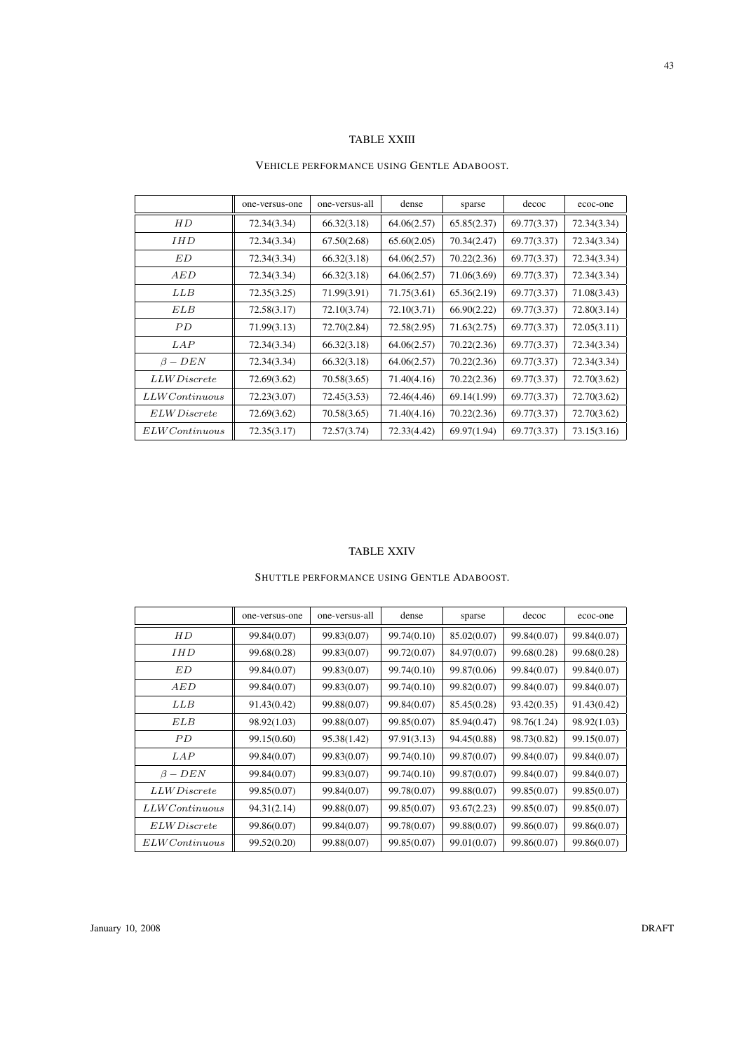TABLE XXIII

VEHICLE PERFORMANCE USING GENTLE ADABOOST.

| | one-versus-one | one-versus-all | dense | sparse | decoc | ecoc-one |
|---|---|---|---|---|---|---|
| $HD$ | 72.34(3.34) | 66.32(3.18) | 64.06(2.57) | 65.85(2.37) | 69.77(3.37) | 72.34(3.34) |
| $IHD$ | 72.34(3.34) | 67.50(2.68) | 65.60(2.05) | 70.34(2.47) | 69.77(3.37) | 72.34(3.34) |
| $ED$ | 72.34(3.34) | 66.32(3.18) | 64.06(2.57) | 70.22(2.36) | 69.77(3.37) | 72.34(3.34) |
| $AED$ | 72.34(3.34) | 66.32(3.18) | 64.06(2.57) | 71.06(3.69) | 69.77(3.37) | 72.34(3.34) |
| $LLB$ | 72.35(3.25) | 71.99(3.91) | 71.75(3.61) | 65.36(2.19) | 69.77(3.37) | 71.08(3.43) |
| $ELB$ | 72.58(3.17) | 72.10(3.74) | 72.10(3.71) | 66.90(2.22) | 69.77(3.37) | 72.80(3.14) |
| $PD$ | 71.99(3.13) | 72.70(2.84) | 72.58(2.95) | 71.63(2.75) | 69.77(3.37) | 72.05(3.11) |
| $LAP$ | 72.34(3.34) | 66.32(3.18) | 64.06(2.57) | 70.22(2.36) | 69.77(3.37) | 72.34(3.34) |
| $\beta - DEN$ | 72.34(3.34) | 66.32(3.18) | 64.06(2.57) | 70.22(2.36) | 69.77(3.37) | 72.34(3.34) |
| $LLW Discrete$ | 72.69(3.62) | 70.58(3.65) | 71.40(4.16) | 70.22(2.36) | 69.77(3.37) | 72.70(3.62) |
| $LLW Continuous$ | 72.23(3.07) | 72.45(3.53) | 72.46(4.46) | 69.14(1.99) | 69.77(3.37) | 72.70(3.62) |
| $ELW Discrete$ | 72.69(3.62) | 70.58(3.65) | 71.40(4.16) | 70.22(2.36) | 69.77(3.37) | 72.70(3.62) |
| $ELW Continuous$ | 72.35(3.17) | 72.57(3.74) | 72.33(4.42) | 69.97(1.94) | 69.77(3.37) | 73.15(3.16) |

TABLE XXIV

SHUTTLE PERFORMANCE USING GENTLE ADABOOST.

| | one-versus-one | one-versus-all | dense | sparse | decoc | ecoc-one |
|---|---|---|---|---|---|---|
| $HD$ | 99.84(0.07) | 99.83(0.07) | 99.74(0.10) | 85.02(0.07) | 99.84(0.07) | 99.84(0.07) |
| $IHD$ | 99.68(0.28) | 99.83(0.07) | 99.72(0.07) | 84.97(0.07) | 99.68(0.28) | 99.68(0.28) |
| $ED$ | 99.84(0.07) | 99.83(0.07) | 99.74(0.10) | 99.87(0.06) | 99.84(0.07) | 99.84(0.07) |
| $AED$ | 99.84(0.07) | 99.83(0.07) | 99.74(0.10) | 99.82(0.07) | 99.84(0.07) | 99.84(0.07) |
| $LLB$ | 91.43(0.42) | 99.88(0.07) | 99.84(0.07) | 85.45(0.28) | 93.42(0.35) | 91.43(0.42) |
| $ELB$ | 98.92(1.03) | 99.88(0.07) | 99.85(0.07) | 85.94(0.47) | 98.76(1.24) | 98.92(1.03) |
| $PD$ | 99.15(0.60) | 95.38(1.42) | 97.91(3.13) | 94.45(0.88) | 98.73(0.82) | 99.15(0.07) |
| $LAP$ | 99.84(0.07) | 99.83(0.07) | 99.74(0.10) | 99.87(0.07) | 99.84(0.07) | 99.84(0.07) |
| $\beta - DEN$ | 99.84(0.07) | 99.83(0.07) | 99.74(0.10) | 99.87(0.07) | 99.84(0.07) | 99.84(0.07) |
| $LLW Discrete$ | 99.85(0.07) | 99.84(0.07) | 99.78(0.07) | 99.88(0.07) | 99.85(0.07) | 99.85(0.07) |
| $LLW Continuous$ | 94.31(2.14) | 99.88(0.07) | 99.85(0.07) | 93.67(2.23) | 99.85(0.07) | 99.85(0.07) |
| $ELW Discrete$ | 99.86(0.07) | 99.84(0.07) | 99.78(0.07) | 99.88(0.07) | 99.86(0.07) | 99.86(0.07) |
| $ELW Continuous$ | 99.52(0.20) | 99.88(0.07) | 99.85(0.07) | 99.01(0.07) | 99.86(0.07) | 99.86(0.07) |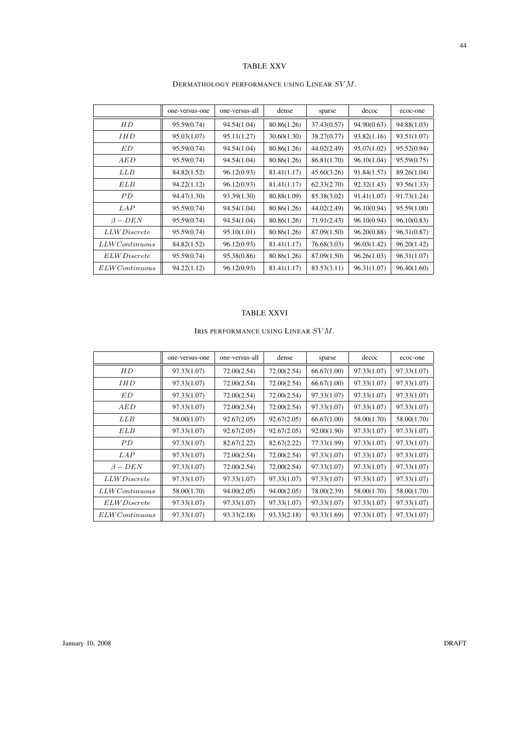TABLE XXV

Dermathology performance using Linear $SVM$.

| | one-versus-one | one-versus-all | dense | sparse | decoc | ecoc-one |
|---|---|---|---|---|---|---|
| $HD$ | 95.59(0.74) | 94.54(1.04) | 80.86(1.26) | 37.43(0.57) | 94.90(0.63) | 94.88(1.03) |
| $IHD$ | 95.03(1.07) | 95.11(1.27) | 30.60(1.30) | 38.27(0.77) | 93.82(1.16) | 93.51(1.07) |
| $ED$ | 95.59(0.74) | 94.54(1.04) | 80.86(1.26) | 44.02(2.49) | 95.07(1.02) | 95.52(0.94) |
| $AED$ | 95.59(0.74) | 94.54(1.04) | 80.86(1.26) | 86.81(1.70) | 96.10(1.04) | 95.59(0.75) |
| $LLB$ | 84.82(1.52) | 96.12(0.93) | 81.41(1.17) | 45.60(3.26) | 91.84(1.57) | 89.26(1.04) |
| $ELB$ | 94.22(1.12) | 96.12(0.93) | 81.41(1.17) | 62.33(2.70) | 92.32(1.43) | 93.56(1.33) |
| $PD$ | 94.47(1.30) | 93.39(1.30) | 80.88(1.09) | 85.38(3.02) | 91.41(1.07) | 91.73(1.24) |
| $LAP$ | 95.59(0.74) | 94.54(1.04) | 80.86(1.26) | 44.02(2.49) | 96.10(0.94) | 95.59(1.00) |
| $\beta - DEN$ | 95.59(0.74) | 94.54(1.04) | 80.86(1.26) | 71.91(2.43) | 96.10(0.94) | 96.10(0.83) |
| $LLW Discrete$ | 95.59(0.74) | 95.10(1.01) | 80.86(1.26) | 87.09(1.50) | 96.20(0.88) | 96.31(0.87) |
| $LLW Continuous$ | 84.82(1.52) | 96.12(0.93) | 81.41(1.17) | 76.68(3.03) | 96.03(1.42) | 96.20(1.42) |
| $ELW Discrete$ | 95.59(0.74) | 95.38(0.86) | 80.86(1.26) | 87.09(1.50) | 96.26(1.03) | 96.31(1.07) |
| $ELW Continuous$ | 94.22(1.12) | 96.12(0.93) | 81.41(1.17) | 83.53(3.11) | 96.31(1.07) | 96.40(1.60) |

TABLE XXVI

Iris performance using Linear $SVM$.

| | one-versus-one | one-versus-all | dense | sparse | decoc | ecoc-one |
|---|---|---|---|---|---|---|
| $HD$ | 97.33(1.07) | 72.00(2.54) | 72.00(2.54) | 66.67(1.00) | 97.33(1.07) | 97.33(1.07) |
| $IHD$ | 97.33(1.07) | 72.00(2.54) | 72.00(2.54) | 66.67(1.00) | 97.33(1.07) | 97.33(1.07) |
| $ED$ | 97.33(1.07) | 72.00(2.54) | 72.00(2.54) | 97.33(1.07) | 97.33(1.07) | 97.33(1.07) |
| $AED$ | 97.33(1.07) | 72.00(2.54) | 72.00(2.54) | 97.33(1.07) | 97.33(1.07) | 97.33(1.07) |
| $LLB$ | 58.00(1.07) | 92.67(2.05) | 92.67(2.05) | 66.67(1.00) | 58.00(1.70) | 58.00(1.70) |
| $ELB$ | 97.33(1.07) | 92.67(2.05) | 92.67(2.05) | 92.00(1.90) | 97.33(1.07) | 97.33(1.07) |
| $PD$ | 97.33(1.07) | 82.67(2.22) | 82.67(2.22) | 77.33(1.99) | 97.33(1.07) | 97.33(1.07) |
| $LAP$ | 97.33(1.07) | 72.00(2.54) | 72.00(2.54) | 97.33(1.07) | 97.33(1.07) | 97.33(1.07) |
| $\beta - DEN$ | 97.33(1.07) | 72.00(2.54) | 72.00(2.54) | 97.33(1.07) | 97.33(1.07) | 97.33(1.07) |
| $LLW Discrete$ | 97.33(1.07) | 97.33(1.07) | 97.33(1.07) | 97.33(1.07) | 97.33(1.07) | 97.33(1.07) |
| $LLW Continuous$ | 58.00(1.70) | 94.00(2.05) | 94.00(2.05) | 78.00(2.39) | 58.00(1.70) | 58.00(1.70) |
| $ELW Discrete$ | 97.33(1.07) | 97.33(1.07) | 97.33(1.07) | 97.33(1.07) | 97.33(1.07) | 97.33(1.07) |
| $ELW Continuous$ | 97.33(1.07) | 93.33(2.18) | 93.33(2.18) | 93.33(1.69) | 97.33(1.07) | 97.33(1.07) |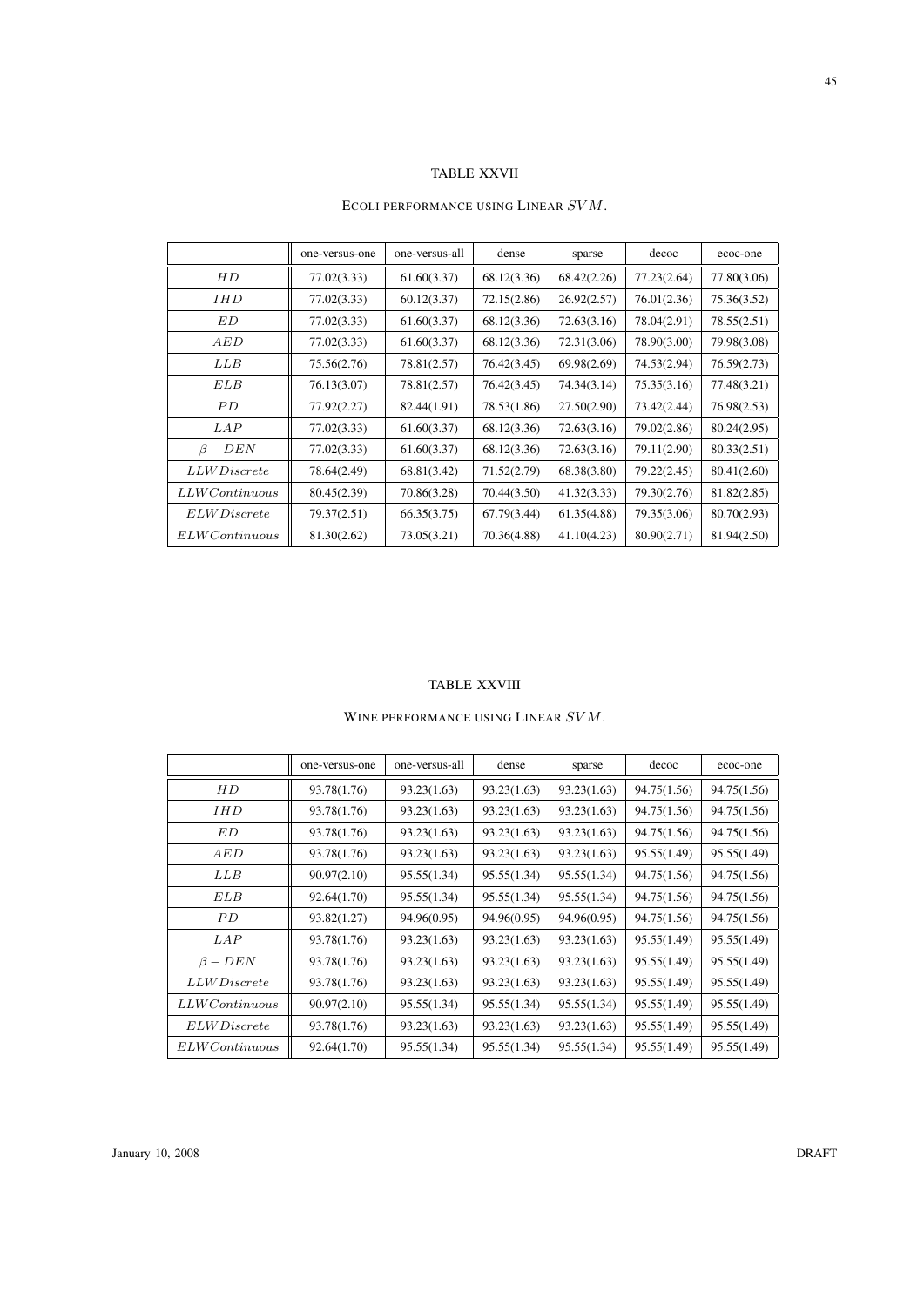TABLE XXVII

ECOLI PERFORMANCE USING LINEAR $SVM$.

| | one-versus-one | one-versus-all | dense | sparse | decoc | ecoc-one |
|---|---|---|---|---|---|---|
| $HD$ | 77.02(3.33) | 61.60(3.37) | 68.12(3.36) | 68.42(2.26) | 77.23(2.64) | 77.80(3.06) |
| $IHD$ | 77.02(3.33) | 60.12(3.37) | 72.15(2.86) | 26.92(2.57) | 76.01(2.36) | 75.36(3.52) |
| $ED$ | 77.02(3.33) | 61.60(3.37) | 68.12(3.36) | 72.63(3.16) | 78.04(2.91) | 78.55(2.51) |
| $AED$ | 77.02(3.33) | 61.60(3.37) | 68.12(3.36) | 72.31(3.06) | 78.90(3.00) | 79.98(3.08) |
| $LLB$ | 75.56(2.76) | 78.81(2.57) | 76.42(3.45) | 69.98(2.69) | 74.53(2.94) | 76.59(2.73) |
| $ELB$ | 76.13(3.07) | 78.81(2.57) | 76.42(3.45) | 74.34(3.14) | 75.35(3.16) | 77.48(3.21) |
| $PD$ | 77.92(2.27) | 82.44(1.91) | 78.53(1.86) | 27.50(2.90) | 73.42(2.44) | 76.98(2.53) |
| $LAP$ | 77.02(3.33) | 61.60(3.37) | 68.12(3.36) | 72.63(3.16) | 79.02(2.86) | 80.24(2.95) |
| $\beta - DEN$ | 77.02(3.33) | 61.60(3.37) | 68.12(3.36) | 72.63(3.16) | 79.11(2.90) | 80.33(2.51) |
| $LLW Discrete$ | 78.64(2.49) | 68.81(3.42) | 71.52(2.79) | 68.38(3.80) | 79.22(2.45) | 80.41(2.60) |
| $LLW Continuous$ | 80.45(2.39) | 70.86(3.28) | 70.44(3.50) | 41.32(3.33) | 79.30(2.76) | 81.82(2.85) |
| $ELW Discrete$ | 79.37(2.51) | 66.35(3.75) | 67.79(3.44) | 61.35(4.88) | 79.35(3.06) | 80.70(2.93) |
| $ELW Continuous$ | 81.30(2.62) | 73.05(3.21) | 70.36(4.88) | 41.10(4.23) | 80.90(2.71) | 81.94(2.50) |

TABLE XXVIII

WINE PERFORMANCE USING LINEAR $SVM$.

| | one-versus-one | one-versus-all | dense | sparse | decoc | ecoc-one |
|---|---|---|---|---|---|---|
| $HD$ | 93.78(1.76) | 93.23(1.63) | 93.23(1.63) | 93.23(1.63) | 94.75(1.56) | 94.75(1.56) |
| $IHD$ | 93.78(1.76) | 93.23(1.63) | 93.23(1.63) | 93.23(1.63) | 94.75(1.56) | 94.75(1.56) |
| $ED$ | 93.78(1.76) | 93.23(1.63) | 93.23(1.63) | 93.23(1.63) | 94.75(1.56) | 94.75(1.56) |
| $AED$ | 93.78(1.76) | 93.23(1.63) | 93.23(1.63) | 93.23(1.63) | 95.55(1.49) | 95.55(1.49) |
| $LLB$ | 90.97(2.10) | 95.55(1.34) | 95.55(1.34) | 95.55(1.34) | 94.75(1.56) | 94.75(1.56) |
| $ELB$ | 92.64(1.70) | 95.55(1.34) | 95.55(1.34) | 95.55(1.34) | 94.75(1.56) | 94.75(1.56) |
| $PD$ | 93.82(1.27) | 94.96(0.95) | 94.96(0.95) | 94.96(0.95) | 94.75(1.56) | 94.75(1.56) |
| $LAP$ | 93.78(1.76) | 93.23(1.63) | 93.23(1.63) | 93.23(1.63) | 95.55(1.49) | 95.55(1.49) |
| $\beta - DEN$ | 93.78(1.76) | 93.23(1.63) | 93.23(1.63) | 93.23(1.63) | 95.55(1.49) | 95.55(1.49) |
| $LLW Discrete$ | 93.78(1.76) | 93.23(1.63) | 93.23(1.63) | 93.23(1.63) | 95.55(1.49) | 95.55(1.49) |
| $LLW Continuous$ | 90.97(2.10) | 95.55(1.34) | 95.55(1.34) | 95.55(1.34) | 95.55(1.49) | 95.55(1.49) |
| $ELW Discrete$ | 93.78(1.76) | 93.23(1.63) | 93.23(1.63) | 93.23(1.63) | 95.55(1.49) | 95.55(1.49) |
| $ELW Continuous$ | 92.64(1.70) | 95.55(1.34) | 95.55(1.34) | 95.55(1.34) | 95.55(1.49) | 95.55(1.49) |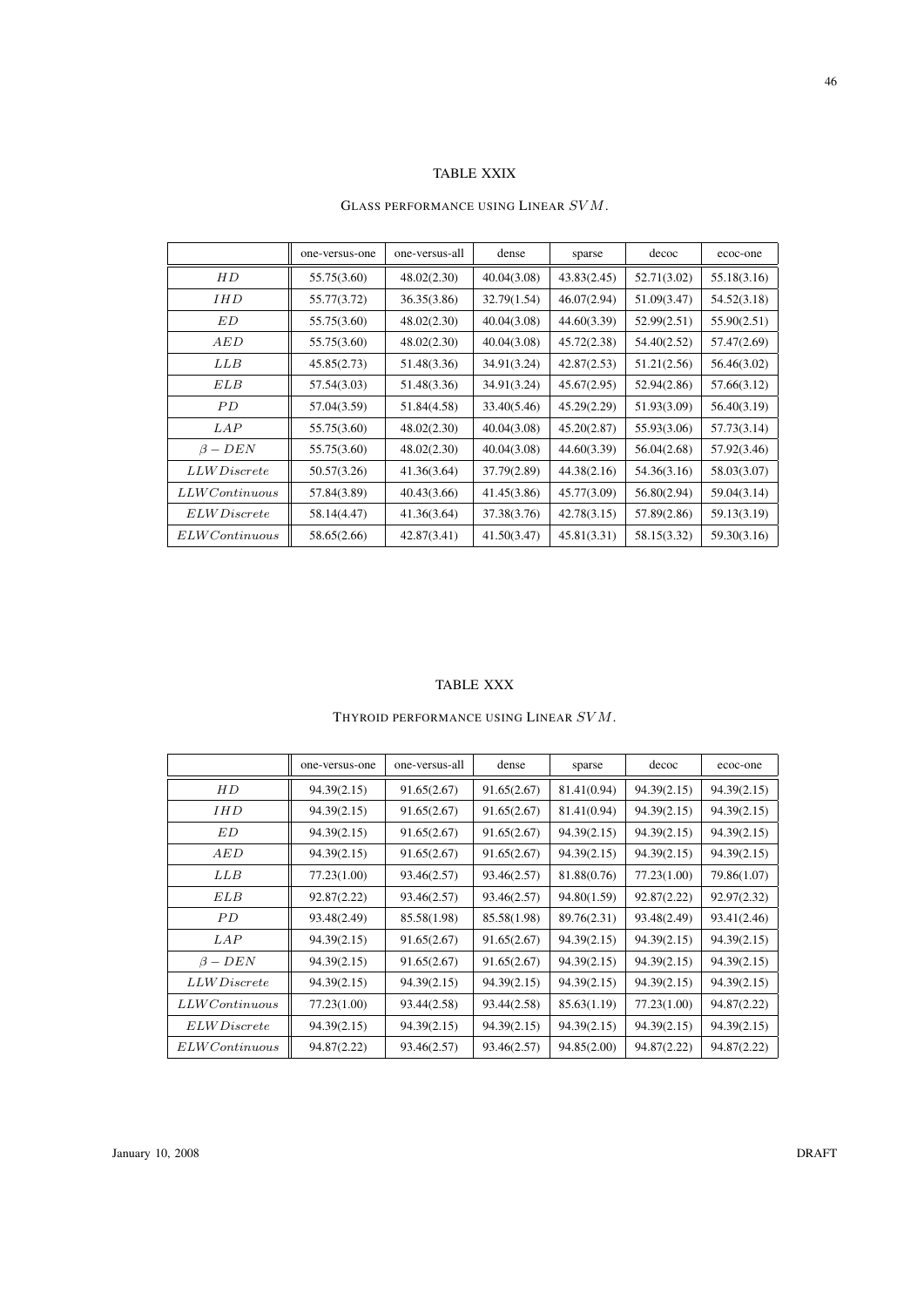TABLE XXIX

Glass performance using Linear $SVM$.

| | one-versus-one | one-versus-all | dense | sparse | decoc | ecoc-one |
|---|---|---|---|---|---|---|
| $HD$ | 55.75(3.60) | 48.02(2.30) | 40.04(3.08) | 43.83(2.45) | 52.71(3.02) | 55.18(3.16) |
| $IHD$ | 55.77(3.72) | 36.35(3.86) | 32.79(1.54) | 46.07(2.94) | 51.09(3.47) | 54.52(3.18) |
| $ED$ | 55.75(3.60) | 48.02(2.30) | 40.04(3.08) | 44.60(3.39) | 52.99(2.51) | 55.90(2.51) |
| $AED$ | 55.75(3.60) | 48.02(2.30) | 40.04(3.08) | 45.72(2.38) | 54.40(2.52) | 57.47(2.69) |
| $LLB$ | 45.85(2.73) | 51.48(3.36) | 34.91(3.24) | 42.87(2.53) | 51.21(2.56) | 56.46(3.02) |
| $ELB$ | 57.54(3.03) | 51.48(3.36) | 34.91(3.24) | 45.67(2.95) | 52.94(2.86) | 57.66(3.12) |
| $PD$ | 57.04(3.59) | 51.84(4.58) | 33.40(5.46) | 45.29(2.29) | 51.93(3.09) | 56.40(3.19) |
| $LAP$ | 55.75(3.60) | 48.02(2.30) | 40.04(3.08) | 45.20(2.87) | 55.93(3.06) | 57.73(3.14) |
| $\beta - DEN$ | 55.75(3.60) | 48.02(2.30) | 40.04(3.08) | 44.60(3.39) | 56.04(2.68) | 57.92(3.46) |
| $LLWDiscrete$ | 50.57(3.26) | 41.36(3.64) | 37.79(2.89) | 44.38(2.16) | 54.36(3.16) | 58.03(3.07) |
| $LLWContinuous$ | 57.84(3.89) | 40.43(3.66) | 41.45(3.86) | 45.77(3.09) | 56.80(2.94) | 59.04(3.14) |
| $ELWDiscrete$ | 58.14(4.47) | 41.36(3.64) | 37.38(3.76) | 42.78(3.15) | 57.89(2.86) | 59.13(3.19) |
| $ELWContinuous$ | 58.65(2.66) | 42.87(3.41) | 41.50(3.47) | 45.81(3.31) | 58.15(3.32) | 59.30(3.16) |

TABLE XXX

Thyroid performance using Linear $SVM$.

| | one-versus-one | one-versus-all | dense | sparse | decoc | ecoc-one |
|---|---|---|---|---|---|---|
| $HD$ | 94.39(2.15) | 91.65(2.67) | 91.65(2.67) | 81.41(0.94) | 94.39(2.15) | 94.39(2.15) |
| $IHD$ | 94.39(2.15) | 91.65(2.67) | 91.65(2.67) | 81.41(0.94) | 94.39(2.15) | 94.39(2.15) |
| $ED$ | 94.39(2.15) | 91.65(2.67) | 91.65(2.67) | 94.39(2.15) | 94.39(2.15) | 94.39(2.15) |
| $AED$ | 94.39(2.15) | 91.65(2.67) | 91.65(2.67) | 94.39(2.15) | 94.39(2.15) | 94.39(2.15) |
| $LLB$ | 77.23(1.00) | 93.46(2.57) | 93.46(2.57) | 81.88(0.76) | 77.23(1.00) | 79.86(1.07) |
| $ELB$ | 92.87(2.22) | 93.46(2.57) | 93.46(2.57) | 94.80(1.59) | 92.87(2.22) | 92.97(2.32) |
| $PD$ | 93.48(2.49) | 85.58(1.98) | 85.58(1.98) | 89.76(2.31) | 93.48(2.49) | 93.41(2.46) |
| $LAP$ | 94.39(2.15) | 91.65(2.67) | 91.65(2.67) | 94.39(2.15) | 94.39(2.15) | 94.39(2.15) |
| $\beta - DEN$ | 94.39(2.15) | 91.65(2.67) | 91.65(2.67) | 94.39(2.15) | 94.39(2.15) | 94.39(2.15) |
| $LLWDiscrete$ | 94.39(2.15) | 94.39(2.15) | 94.39(2.15) | 94.39(2.15) | 94.39(2.15) | 94.39(2.15) |
| $LLWContinuous$ | 77.23(1.00) | 93.44(2.58) | 93.44(2.58) | 85.63(1.19) | 77.23(1.00) | 94.87(2.22) |
| $ELWDiscrete$ | 94.39(2.15) | 94.39(2.15) | 94.39(2.15) | 94.39(2.15) | 94.39(2.15) | 94.39(2.15) |
| $ELWContinuous$ | 94.87(2.22) | 93.46(2.57) | 93.46(2.57) | 94.85(2.00) | 94.87(2.22) | 94.87(2.22) |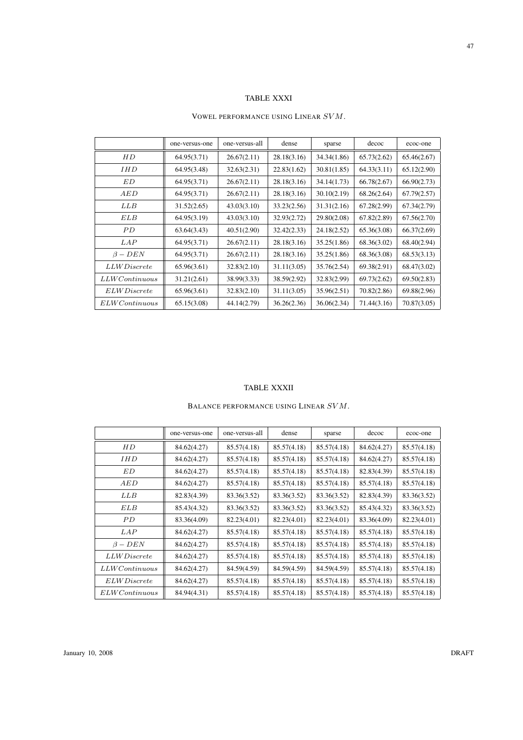TABLE XXXI

Vowel performance using Linear $SVM$.

| | one-versus-one | one-versus-all | dense | sparse | decoc | ecoc-one |
|---|---|---|---|---|---|---|
| $HD$ | 64.95(3.71) | 26.67(2.11) | 28.18(3.16) | 34.34(1.86) | 65.73(2.62) | 65.46(2.67) |
| $IHD$ | 64.95(3.48) | 32.63(2.31) | 22.83(1.62) | 30.81(1.85) | 64.33(3.11) | 65.12(2.90) |
| $ED$ | 64.95(3.71) | 26.67(2.11) | 28.18(3.16) | 34.14(1.73) | 66.78(2.67) | 66.90(2.73) |
| $AED$ | 64.95(3.71) | 26.67(2.11) | 28.18(3.16) | 30.10(2.19) | 68.26(2.64) | 67.79(2.57) |
| $LLB$ | 31.52(2.65) | 43.03(3.10) | 33.23(2.56) | 31.31(2.16) | 67.28(2.99) | 67.34(2.79) |
| $ELB$ | 64.95(3.19) | 43.03(3.10) | 32.93(2.72) | 29.80(2.08) | 67.82(2.89) | 67.56(2.70) |
| $PD$ | 63.64(3.43) | 40.51(2.90) | 32.42(2.33) | 24.18(2.52) | 65.36(3.08) | 66.37(2.69) |
| $LAP$ | 64.95(3.71) | 26.67(2.11) | 28.18(3.16) | 35.25(1.86) | 68.36(3.02) | 68.40(2.94) |
| $\beta - DEN$ | 64.95(3.71) | 26.67(2.11) | 28.18(3.16) | 35.25(1.86) | 68.36(3.08) | 68.53(3.13) |
| $LLW Discrete$ | 65.96(3.61) | 32.83(2.10) | 31.11(3.05) | 35.76(2.54) | 69.38(2.91) | 68.47(3.02) |
| $LLW Continuous$ | 31.21(2.61) | 38.99(3.33) | 38.59(2.92) | 32.83(2.99) | 69.73(2.62) | 69.50(2.83) |
| $ELW Discrete$ | 65.96(3.61) | 32.83(2.10) | 31.11(3.05) | 35.96(2.51) | 70.82(2.86) | 69.88(2.96) |
| $ELW Continuous$ | 65.15(3.08) | 44.14(2.79) | 36.26(2.36) | 36.06(2.34) | 71.44(3.16) | 70.87(3.05) |

TABLE XXXII

Balance performance using Linear $SVM$.

| | one-versus-one | one-versus-all | dense | sparse | decoc | ecoc-one |
|---|---|---|---|---|---|---|
| $HD$ | 84.62(4.27) | 85.57(4.18) | 85.57(4.18) | 85.57(4.18) | 84.62(4.27) | 85.57(4.18) |
| $IHD$ | 84.62(4.27) | 85.57(4.18) | 85.57(4.18) | 85.57(4.18) | 84.62(4.27) | 85.57(4.18) |
| $ED$ | 84.62(4.27) | 85.57(4.18) | 85.57(4.18) | 85.57(4.18) | 82.83(4.39) | 85.57(4.18) |
| $AED$ | 84.62(4.27) | 85.57(4.18) | 85.57(4.18) | 85.57(4.18) | 85.57(4.18) | 85.57(4.18) |
| $LLB$ | 82.83(4.39) | 83.36(3.52) | 83.36(3.52) | 83.36(3.52) | 82.83(4.39) | 83.36(3.52) |
| $ELB$ | 85.43(4.32) | 83.36(3.52) | 83.36(3.52) | 83.36(3.52) | 85.43(4.32) | 83.36(3.52) |
| $PD$ | 83.36(4.09) | 82.23(4.01) | 82.23(4.01) | 82.23(4.01) | 83.36(4.09) | 82.23(4.01) |
| $LAP$ | 84.62(4.27) | 85.57(4.18) | 85.57(4.18) | 85.57(4.18) | 85.57(4.18) | 85.57(4.18) |
| $\beta - DEN$ | 84.62(4.27) | 85.57(4.18) | 85.57(4.18) | 85.57(4.18) | 85.57(4.18) | 85.57(4.18) |
| $LLW Discrete$ | 84.62(4.27) | 85.57(4.18) | 85.57(4.18) | 85.57(4.18) | 85.57(4.18) | 85.57(4.18) |
| $LLW Continuous$ | 84.62(4.27) | 84.59(4.59) | 84.59(4.59) | 84.59(4.59) | 85.57(4.18) | 85.57(4.18) |
| $ELW Discrete$ | 84.62(4.27) | 85.57(4.18) | 85.57(4.18) | 85.57(4.18) | 85.57(4.18) | 85.57(4.18) |
| $ELW Continuous$ | 84.94(4.31) | 85.57(4.18) | 85.57(4.18) | 85.57(4.18) | 85.57(4.18) | 85.57(4.18) |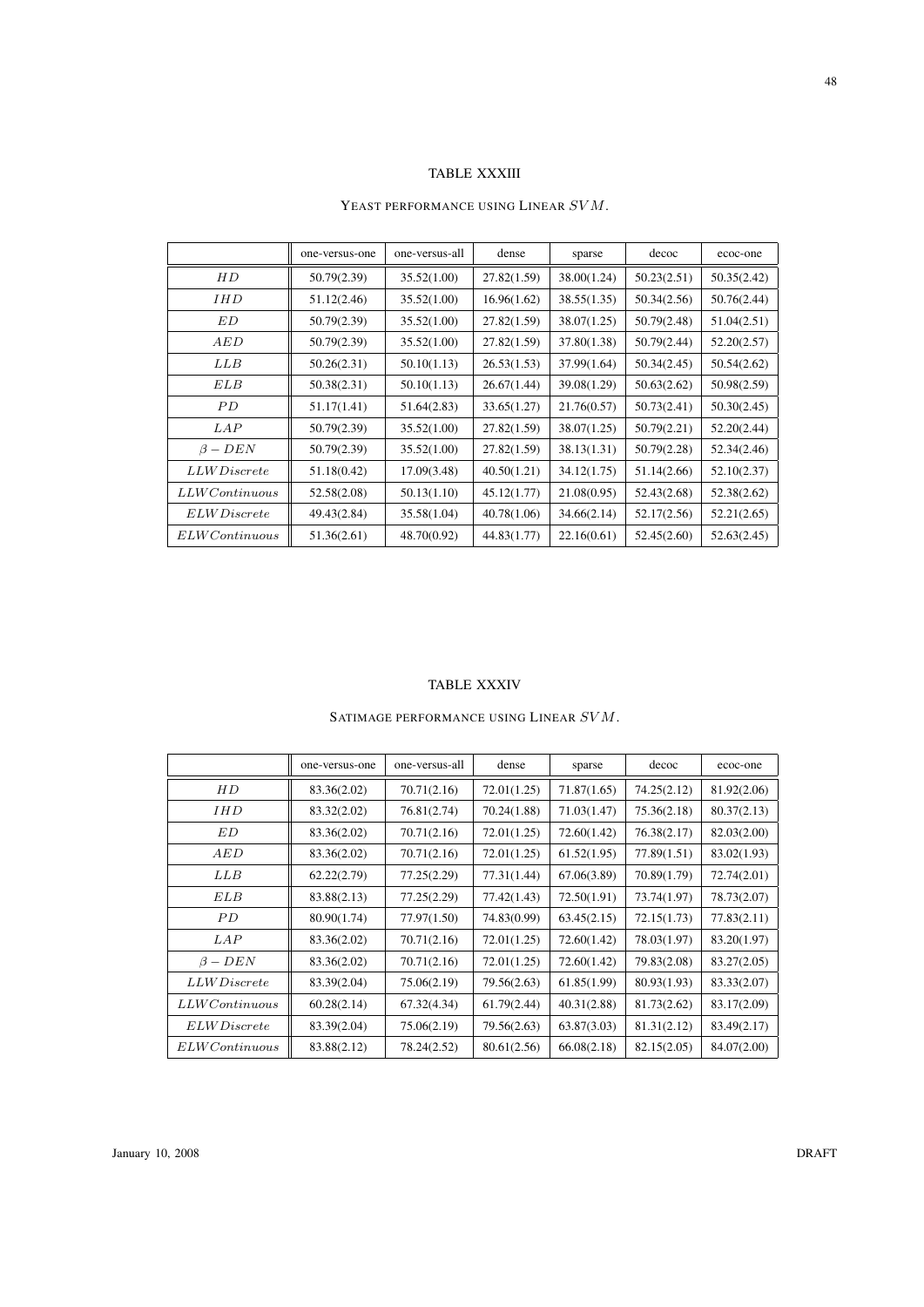TABLE XXXIII

YEAST PERFORMANCE USING LINEAR $SVM$.

| | one-versus-one | one-versus-all | dense | sparse | decoc | ecoc-one |
|---|---|---|---|---|---|---|
| $HD$ | 50.79(2.39) | 35.52(1.00) | 27.82(1.59) | 38.00(1.24) | 50.23(2.51) | 50.35(2.42) |
| $IHD$ | 51.12(2.46) | 35.52(1.00) | 16.96(1.62) | 38.55(1.35) | 50.34(2.56) | 50.76(2.44) |
| $ED$ | 50.79(2.39) | 35.52(1.00) | 27.82(1.59) | 38.07(1.25) | 50.79(2.48) | 51.04(2.51) |
| $AED$ | 50.79(2.39) | 35.52(1.00) | 27.82(1.59) | 37.80(1.38) | 50.79(2.44) | 52.20(2.57) |
| $LLB$ | 50.26(2.31) | 50.10(1.13) | 26.53(1.53) | 37.99(1.64) | 50.34(2.45) | 50.54(2.62) |
| $ELB$ | 50.38(2.31) | 50.10(1.13) | 26.67(1.44) | 39.08(1.29) | 50.63(2.62) | 50.98(2.59) |
| $PD$ | 51.17(1.41) | 51.64(2.83) | 33.65(1.27) | 21.76(0.57) | 50.73(2.41) | 50.30(2.45) |
| $LAP$ | 50.79(2.39) | 35.52(1.00) | 27.82(1.59) | 38.07(1.25) | 50.79(2.21) | 52.20(2.44) |
| $\beta - DEN$ | 50.79(2.39) | 35.52(1.00) | 27.82(1.59) | 38.13(1.31) | 50.79(2.28) | 52.34(2.46) |
| $LLW Discrete$ | 51.18(0.42) | 17.09(3.48) | 40.50(1.21) | 34.12(1.75) | 51.14(2.66) | 52.10(2.37) |
| $LLW Continuous$ | 52.58(2.08) | 50.13(1.10) | 45.12(1.77) | 21.08(0.95) | 52.43(2.68) | 52.38(2.62) |
| $ELW Discrete$ | 49.43(2.84) | 35.58(1.04) | 40.78(1.06) | 34.66(2.14) | 52.17(2.56) | 52.21(2.65) |
| $ELW Continuous$ | 51.36(2.61) | 48.70(0.92) | 44.83(1.77) | 22.16(0.61) | 52.45(2.60) | 52.63(2.45) |

TABLE XXXIV

SATIMAGE PERFORMANCE USING LINEAR $SVM$.

| | one-versus-one | one-versus-all | dense | sparse | decoc | ecoc-one |
|---|---|---|---|---|---|---|
| $HD$ | 83.36(2.02) | 70.71(2.16) | 72.01(1.25) | 71.87(1.65) | 74.25(2.12) | 81.92(2.06) |
| $IHD$ | 83.32(2.02) | 76.81(2.74) | 70.24(1.88) | 71.03(1.47) | 75.36(2.18) | 80.37(2.13) |
| $ED$ | 83.36(2.02) | 70.71(2.16) | 72.01(1.25) | 72.60(1.42) | 76.38(2.17) | 82.03(2.00) |
| $AED$ | 83.36(2.02) | 70.71(2.16) | 72.01(1.25) | 61.52(1.95) | 77.89(1.51) | 83.02(1.93) |
| $LLB$ | 62.22(2.79) | 77.25(2.29) | 77.31(1.44) | 67.06(3.89) | 70.89(1.79) | 72.74(2.01) |
| $ELB$ | 83.88(2.13) | 77.25(2.29) | 77.42(1.43) | 72.50(1.91) | 73.74(1.97) | 78.73(2.07) |
| $PD$ | 80.90(1.74) | 77.97(1.50) | 74.83(0.99) | 63.45(2.15) | 72.15(1.73) | 77.83(2.11) |
| $LAP$ | 83.36(2.02) | 70.71(2.16) | 72.01(1.25) | 72.60(1.42) | 78.03(1.97) | 83.20(1.97) |
| $\beta - DEN$ | 83.36(2.02) | 70.71(2.16) | 72.01(1.25) | 72.60(1.42) | 79.83(2.08) | 83.27(2.05) |
| $LLW Discrete$ | 83.39(2.04) | 75.06(2.19) | 79.56(2.63) | 61.85(1.99) | 80.93(1.93) | 83.33(2.07) |
| $LLW Continuous$ | 60.28(2.14) | 67.32(4.34) | 61.79(2.44) | 40.31(2.88) | 81.73(2.62) | 83.17(2.09) |
| $ELW Discrete$ | 83.39(2.04) | 75.06(2.19) | 79.56(2.63) | 63.87(3.03) | 81.31(2.12) | 83.49(2.17) |
| $ELW Continuous$ | 83.88(2.12) | 78.24(2.52) | 80.61(2.56) | 66.08(2.18) | 82.15(2.05) | 84.07(2.00) |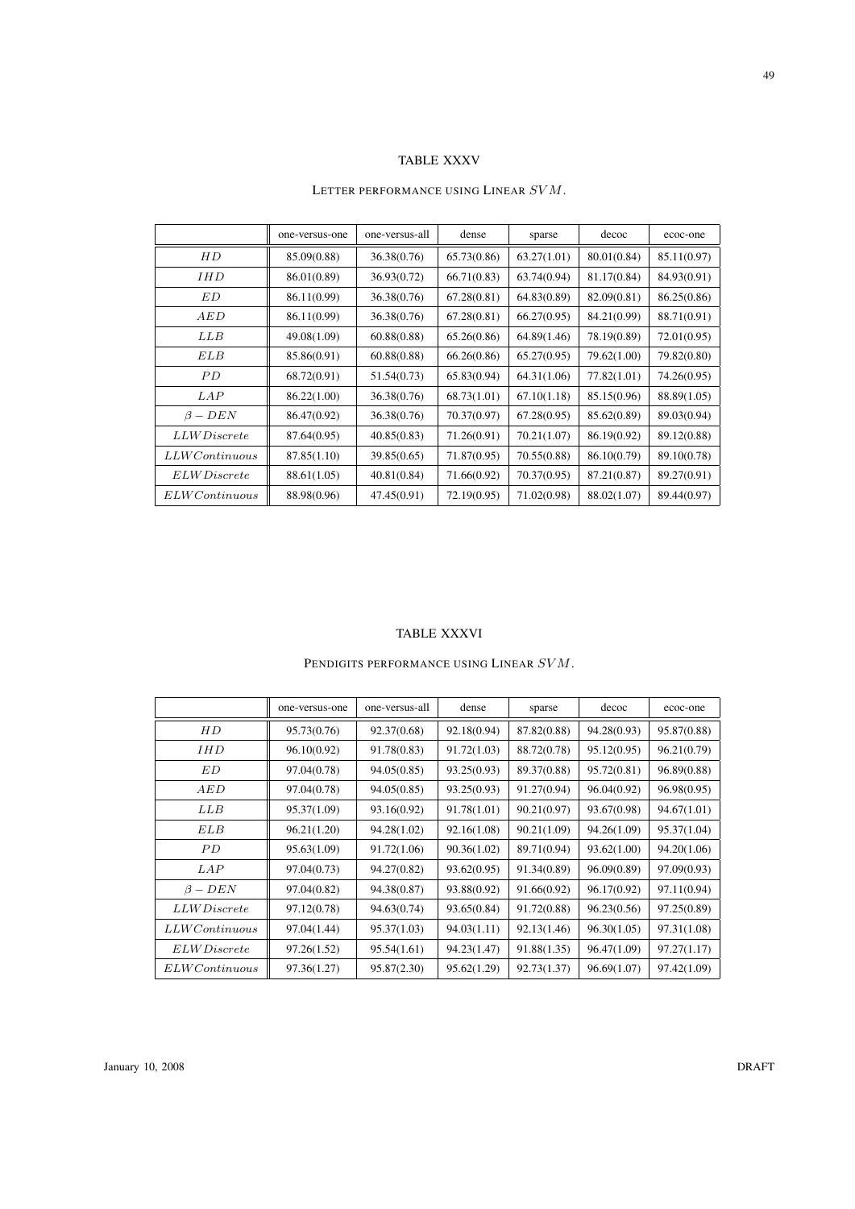TABLE XXXV

LETTER PERFORMANCE USING LINEAR $SVM$.

| | one-versus-one | one-versus-all | dense | sparse | decoc | ecoc-one |
|---|---|---|---|---|---|---|
| $HD$ | 85.09(0.88) | 36.38(0.76) | 65.73(0.86) | 63.27(1.01) | 80.01(0.84) | 85.11(0.97) |
| $IHD$ | 86.01(0.89) | 36.93(0.72) | 66.71(0.83) | 63.74(0.94) | 81.17(0.84) | 84.93(0.91) |
| $ED$ | 86.11(0.99) | 36.38(0.76) | 67.28(0.81) | 64.83(0.89) | 82.09(0.81) | 86.25(0.86) |
| $AED$ | 86.11(0.99) | 36.38(0.76) | 67.28(0.81) | 66.27(0.95) | 84.21(0.99) | 88.71(0.91) |
| $LLB$ | 49.08(1.09) | 60.88(0.88) | 65.26(0.86) | 64.89(1.46) | 78.19(0.89) | 72.01(0.95) |
| $ELB$ | 85.86(0.91) | 60.88(0.88) | 66.26(0.86) | 65.27(0.95) | 79.62(1.00) | 79.82(0.80) |
| $PD$ | 68.72(0.91) | 51.54(0.73) | 65.83(0.94) | 64.31(1.06) | 77.82(1.01) | 74.26(0.95) |
| $LAP$ | 86.22(1.00) | 36.38(0.76) | 68.73(1.01) | 67.10(1.18) | 85.15(0.96) | 88.89(1.05) |
| $\beta - DEN$ | 86.47(0.92) | 36.38(0.76) | 70.37(0.97) | 67.28(0.95) | 85.62(0.89) | 89.03(0.94) |
| $LLW Discrete$ | 87.64(0.95) | 40.85(0.83) | 71.26(0.91) | 70.21(1.07) | 86.19(0.92) | 89.12(0.88) |
| $LLW Continuous$ | 87.85(1.10) | 39.85(0.65) | 71.87(0.95) | 70.55(0.88) | 86.10(0.79) | 89.10(0.78) |
| $ELW Discrete$ | 88.61(1.05) | 40.81(0.84) | 71.66(0.92) | 70.37(0.95) | 87.21(0.87) | 89.27(0.91) |
| $ELW Continuous$ | 88.98(0.96) | 47.45(0.91) | 72.19(0.95) | 71.02(0.98) | 88.02(1.07) | 89.44(0.97) |

TABLE XXXVI

PENDIGITS PERFORMANCE USING LINEAR $SVM$.

| | one-versus-one | one-versus-all | dense | sparse | decoc | ecoc-one |
|---|---|---|---|---|---|---|
| $HD$ | 95.73(0.76) | 92.37(0.68) | 92.18(0.94) | 87.82(0.88) | 94.28(0.93) | 95.87(0.88) |
| $IHD$ | 96.10(0.92) | 91.78(0.83) | 91.72(1.03) | 88.72(0.78) | 95.12(0.95) | 96.21(0.79) |
| $ED$ | 97.04(0.78) | 94.05(0.85) | 93.25(0.93) | 89.37(0.88) | 95.72(0.81) | 96.89(0.88) |
| $AED$ | 97.04(0.78) | 94.05(0.85) | 93.25(0.93) | 91.27(0.94) | 96.04(0.92) | 96.98(0.95) |
| $LLB$ | 95.37(1.09) | 93.16(0.92) | 91.78(1.01) | 90.21(0.97) | 93.67(0.98) | 94.67(1.01) |
| $ELB$ | 96.21(1.20) | 94.28(1.02) | 92.16(1.08) | 90.21(1.09) | 94.26(1.09) | 95.37(1.04) |
| $PD$ | 95.63(1.09) | 91.72(1.06) | 90.36(1.02) | 89.71(0.94) | 93.62(1.00) | 94.20(1.06) |
| $LAP$ | 97.04(0.73) | 94.27(0.82) | 93.62(0.95) | 91.34(0.89) | 96.09(0.89) | 97.09(0.93) |
| $\beta - DEN$ | 97.04(0.82) | 94.38(0.87) | 93.88(0.92) | 91.66(0.92) | 96.17(0.92) | 97.11(0.94) |
| $LLW Discrete$ | 97.12(0.78) | 94.63(0.74) | 93.65(0.84) | 91.72(0.88) | 96.23(0.56) | 97.25(0.89) |
| $LLW Continuous$ | 97.04(1.44) | 95.37(1.03) | 94.03(1.11) | 92.13(1.46) | 96.30(1.05) | 97.31(1.08) |
| $ELW Discrete$ | 97.26(1.52) | 95.54(1.61) | 94.23(1.47) | 91.88(1.35) | 96.47(1.09) | 97.27(1.17) |
| $ELW Continuous$ | 97.36(1.27) | 95.87(2.30) | 95.62(1.29) | 92.73(1.37) | 96.69(1.07) | 97.42(1.09) |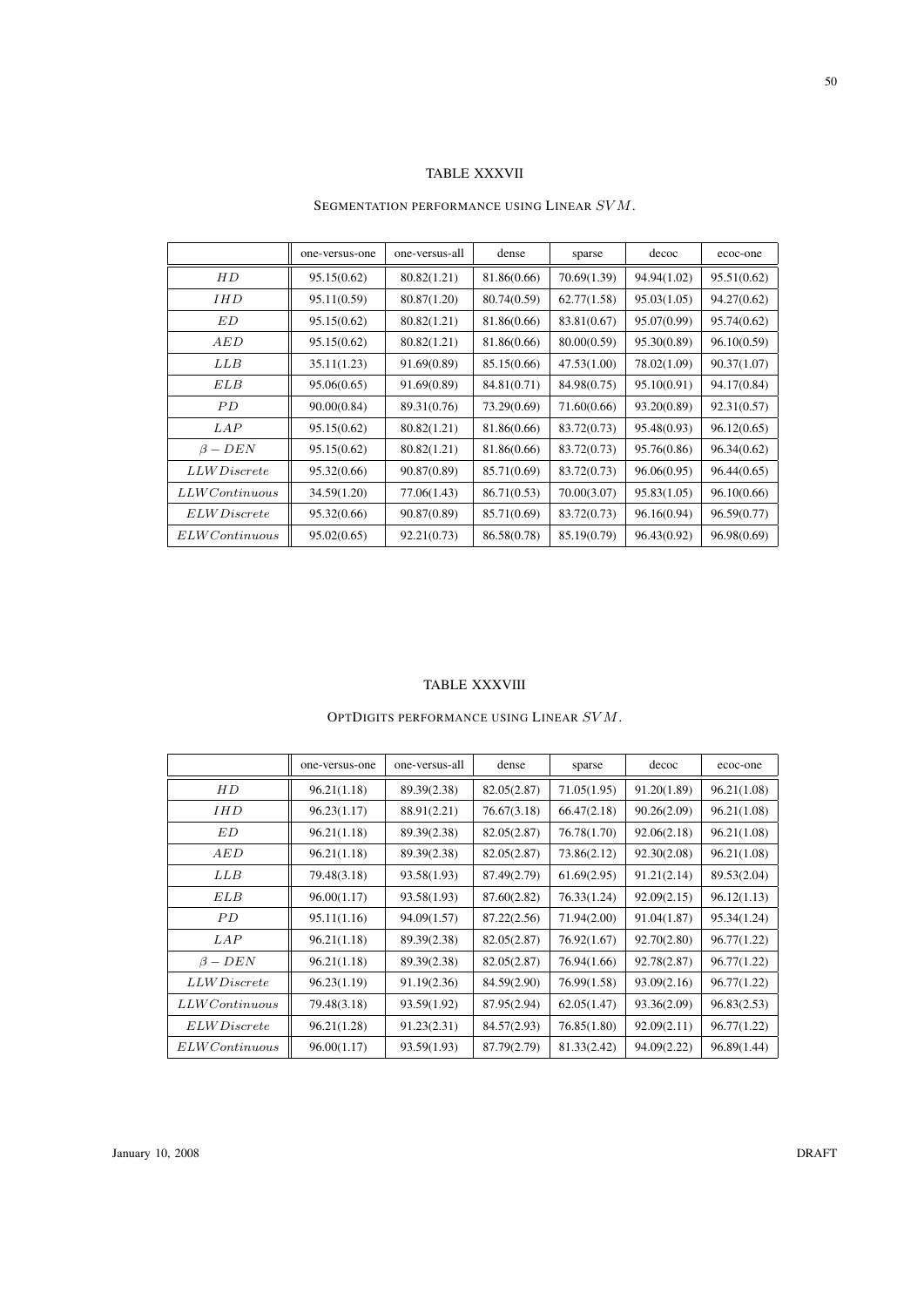TABLE XXXVII

SEGMENTATION PERFORMANCE USING LINEAR $SVM$.

| | one-versus-one | one-versus-all | dense | sparse | decoc | ecoc-one |
|---|---|---|---|---|---|---|
| $HD$ | 95.15(0.62) | 80.82(1.21) | 81.86(0.66) | 70.69(1.39) | 94.94(1.02) | 95.51(0.62) |
| $IHD$ | 95.11(0.59) | 80.87(1.20) | 80.74(0.59) | 62.77(1.58) | 95.03(1.05) | 94.27(0.62) |
| $ED$ | 95.15(0.62) | 80.82(1.21) | 81.86(0.66) | 83.81(0.67) | 95.07(0.99) | 95.74(0.62) |
| $AED$ | 95.15(0.62) | 80.82(1.21) | 81.86(0.66) | 80.00(0.59) | 95.30(0.89) | 96.10(0.59) |
| $LLB$ | 35.11(1.23) | 91.69(0.89) | 85.15(0.66) | 47.53(1.00) | 78.02(1.09) | 90.37(1.07) |
| $ELB$ | 95.06(0.65) | 91.69(0.89) | 84.81(0.71) | 84.98(0.75) | 95.10(0.91) | 94.17(0.84) |
| $PD$ | 90.00(0.84) | 89.31(0.76) | 73.29(0.69) | 71.60(0.66) | 93.20(0.89) | 92.31(0.57) |
| $LAP$ | 95.15(0.62) | 80.82(1.21) | 81.86(0.66) | 83.72(0.73) | 95.48(0.93) | 96.12(0.65) |
| $\beta - DEN$ | 95.15(0.62) | 80.82(1.21) | 81.86(0.66) | 83.72(0.73) | 95.76(0.86) | 96.34(0.62) |
| $LLW Discrete$ | 95.32(0.66) | 90.87(0.89) | 85.71(0.69) | 83.72(0.73) | 96.06(0.95) | 96.44(0.65) |
| $LLW Continuous$ | 34.59(1.20) | 77.06(1.43) | 86.71(0.53) | 70.00(3.07) | 95.83(1.05) | 96.10(0.66) |
| $ELW Discrete$ | 95.32(0.66) | 90.87(0.89) | 85.71(0.69) | 83.72(0.73) | 96.16(0.94) | 96.59(0.77) |
| $ELW Continuous$ | 95.02(0.65) | 92.21(0.73) | 86.58(0.78) | 85.19(0.79) | 96.43(0.92) | 96.98(0.69) |

TABLE XXXVIII

OPTDIGITS PERFORMANCE USING LINEAR $SVM$.

| | one-versus-one | one-versus-all | dense | sparse | decoc | ecoc-one |
|---|---|---|---|---|---|---|
| $HD$ | 96.21(1.18) | 89.39(2.38) | 82.05(2.87) | 71.05(1.95) | 91.20(1.89) | 96.21(1.08) |
| $IHD$ | 96.23(1.17) | 88.91(2.21) | 76.67(3.18) | 66.47(2.18) | 90.26(2.09) | 96.21(1.08) |
| $ED$ | 96.21(1.18) | 89.39(2.38) | 82.05(2.87) | 76.78(1.70) | 92.06(2.18) | 96.21(1.08) |
| $AED$ | 96.21(1.18) | 89.39(2.38) | 82.05(2.87) | 73.86(2.12) | 92.30(2.08) | 96.21(1.08) |
| $LLB$ | 79.48(3.18) | 93.58(1.93) | 87.49(2.79) | 61.69(2.95) | 91.21(2.14) | 89.53(2.04) |
| $ELB$ | 96.00(1.17) | 93.58(1.93) | 87.60(2.82) | 76.33(1.24) | 92.09(2.15) | 96.12(1.13) |
| $PD$ | 95.11(1.16) | 94.09(1.57) | 87.22(2.56) | 71.94(2.00) | 91.04(1.87) | 95.34(1.24) |
| $LAP$ | 96.21(1.18) | 89.39(2.38) | 82.05(2.87) | 76.92(1.67) | 92.70(2.80) | 96.77(1.22) |
| $\beta - DEN$ | 96.21(1.18) | 89.39(2.38) | 82.05(2.87) | 76.94(1.66) | 92.78(2.87) | 96.77(1.22) |
| $LLW Discrete$ | 96.23(1.19) | 91.19(2.36) | 84.59(2.90) | 76.99(1.58) | 93.09(2.16) | 96.77(1.22) |
| $LLW Continuous$ | 79.48(3.18) | 93.59(1.92) | 87.95(2.94) | 62.05(1.47) | 93.36(2.09) | 96.83(2.53) |
| $ELW Discrete$ | 96.21(1.28) | 91.23(2.31) | 84.57(2.93) | 76.85(1.80) | 92.09(2.11) | 96.77(1.22) |
| $ELW Continuous$ | 96.00(1.17) | 93.59(1.93) | 87.79(2.79) | 81.33(2.42) | 94.09(2.22) | 96.89(1.44) |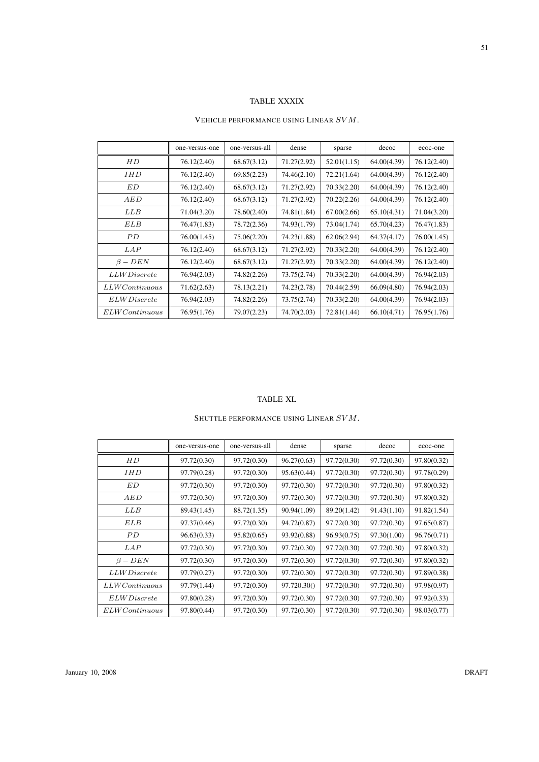TABLE XXXIX

VEHICLE PERFORMANCE USING LINEAR $SVM$.

| | one-versus-one | one-versus-all | dense | sparse | decoc | ecoc-one |
|---|---|---|---|---|---|---|
| $HD$ | 76.12(2.40) | 68.67(3.12) | 71.27(2.92) | 52.01(1.15) | 64.00(4.39) | 76.12(2.40) |
| $IHD$ | 76.12(2.40) | 69.85(2.23) | 74.46(2.10) | 72.21(1.64) | 64.00(4.39) | 76.12(2.40) |
| $ED$ | 76.12(2.40) | 68.67(3.12) | 71.27(2.92) | 70.33(2.20) | 64.00(4.39) | 76.12(2.40) |
| $AED$ | 76.12(2.40) | 68.67(3.12) | 71.27(2.92) | 70.22(2.26) | 64.00(4.39) | 76.12(2.40) |
| $LLB$ | 71.04(3.20) | 78.60(2.40) | 74.81(1.84) | 67.00(2.66) | 65.10(4.31) | 71.04(3.20) |
| $ELB$ | 76.47(1.83) | 78.72(2.36) | 74.93(1.79) | 73.04(1.74) | 65.70(4.23) | 76.47(1.83) |
| $PD$ | 76.00(1.45) | 75.06(2.20) | 74.23(1.88) | 62.06(2.94) | 64.37(4.17) | 76.00(1.45) |
| $LAP$ | 76.12(2.40) | 68.67(3.12) | 71.27(2.92) | 70.33(2.20) | 64.00(4.39) | 76.12(2.40) |
| $\beta - DEN$ | 76.12(2.40) | 68.67(3.12) | 71.27(2.92) | 70.33(2.20) | 64.00(4.39) | 76.12(2.40) |
| $LLW Discrete$ | 76.94(2.03) | 74.82(2.26) | 73.75(2.74) | 70.33(2.20) | 64.00(4.39) | 76.94(2.03) |
| $LLW Continuous$ | 71.62(2.63) | 78.13(2.21) | 74.23(2.78) | 70.44(2.59) | 66.09(4.80) | 76.94(2.03) |
| $ELW Discrete$ | 76.94(2.03) | 74.82(2.26) | 73.75(2.74) | 70.33(2.20) | 64.00(4.39) | 76.94(2.03) |
| $ELW Continuous$ | 76.95(1.76) | 79.07(2.23) | 74.70(2.03) | 72.81(1.44) | 66.10(4.71) | 76.95(1.76) |

TABLE XL

SHUTTLE PERFORMANCE USING LINEAR $SVM$.

| | one-versus-one | one-versus-all | dense | sparse | decoc | ecoc-one |
|---|---|---|---|---|---|---|
| $HD$ | 97.72(0.30) | 97.72(0.30) | 96.27(0.63) | 97.72(0.30) | 97.72(0.30) | 97.80(0.32) |
| $IHD$ | 97.79(0.28) | 97.72(0.30) | 95.63(0.44) | 97.72(0.30) | 97.72(0.30) | 97.78(0.29) |
| $ED$ | 97.72(0.30) | 97.72(0.30) | 97.72(0.30) | 97.72(0.30) | 97.72(0.30) | 97.80(0.32) |
| $AED$ | 97.72(0.30) | 97.72(0.30) | 97.72(0.30) | 97.72(0.30) | 97.72(0.30) | 97.80(0.32) |
| $LLB$ | 89.43(1.45) | 88.72(1.35) | 90.94(1.09) | 89.20(1.42) | 91.43(1.10) | 91.82(1.54) |
| $ELB$ | 97.37(0.46) | 97.72(0.30) | 94.72(0.87) | 97.72(0.30) | 97.72(0.30) | 97.65(0.87) |
| $PD$ | 96.63(0.33) | 95.82(0.65) | 93.92(0.88) | 96.93(0.75) | 97.30(1.00) | 96.76(0.71) |
| $LAP$ | 97.72(0.30) | 97.72(0.30) | 97.72(0.30) | 97.72(0.30) | 97.72(0.30) | 97.80(0.32) |
| $\beta - DEN$ | 97.72(0.30) | 97.72(0.30) | 97.72(0.30) | 97.72(0.30) | 97.72(0.30) | 97.80(0.32) |
| $LLW Discrete$ | 97.79(0.27) | 97.72(0.30) | 97.72(0.30) | 97.72(0.30) | 97.72(0.30) | 97.89(0.38) |
| $LLW Continuous$ | 97.79(1.44) | 97.72(0.30) | 97.720.30() | 97.72(0.30) | 97.72(0.30) | 97.98(0.97) |
| $ELW Discrete$ | 97.80(0.28) | 97.72(0.30) | 97.72(0.30) | 97.72(0.30) | 97.72(0.30) | 97.92(0.33) |
| $ELW Continuous$ | 97.80(0.44) | 97.72(0.30) | 97.72(0.30) | 97.72(0.30) | 97.72(0.30) | 98.03(0.77) |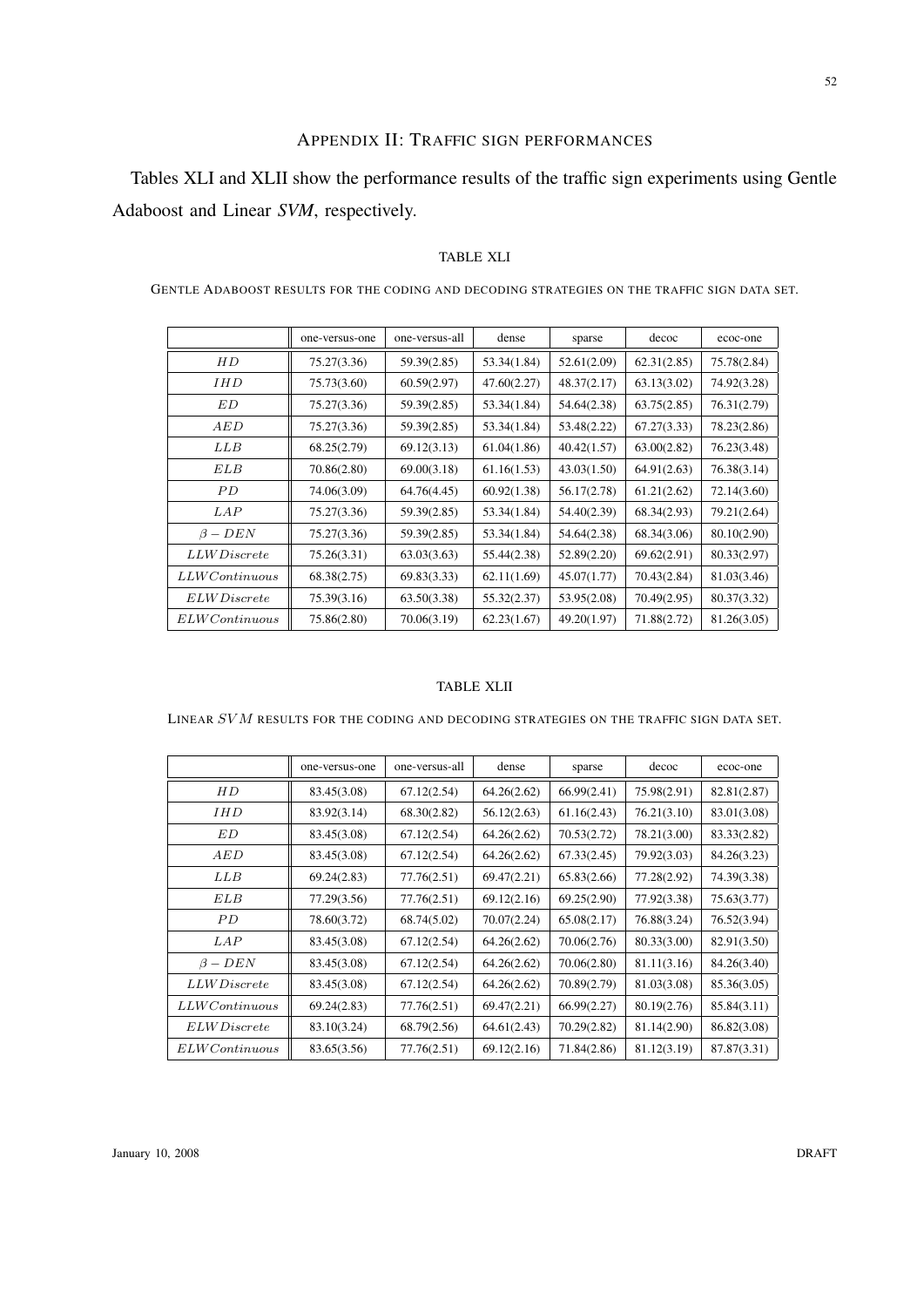## Appendix II: Traffic sign performances

Tables XLI and XLII show the performance results of the traffic sign experiments using Gentle Adaboost and Linear *SVM*, respectively.

TABLE XLI

Gentle Adaboost results for the coding and decoding strategies on the traffic sign data set.

| | one-versus-one | one-versus-all | dense | sparse | decoc | ecoc-one |
|---|---|---|---|---|---|---|
| $HD$ | 75.27(3.36) | 59.39(2.85) | 53.34(1.84) | 52.61(2.09) | 62.31(2.85) | 75.78(2.84) |
| $IHD$ | 75.73(3.60) | 60.59(2.97) | 47.60(2.27) | 48.37(2.17) | 63.13(3.02) | 74.92(3.28) |
| $ED$ | 75.27(3.36) | 59.39(2.85) | 53.34(1.84) | 54.64(2.38) | 63.75(2.85) | 76.31(2.79) |
| $AED$ | 75.27(3.36) | 59.39(2.85) | 53.34(1.84) | 53.48(2.22) | 67.27(3.33) | 78.23(2.86) |
| $LLB$ | 68.25(2.79) | 69.12(3.13) | 61.04(1.86) | 40.42(1.57) | 63.00(2.82) | 76.23(3.48) |
| $ELB$ | 70.86(2.80) | 69.00(3.18) | 61.16(1.53) | 43.03(1.50) | 64.91(2.63) | 76.38(3.14) |
| $PD$ | 74.06(3.09) | 64.76(4.45) | 60.92(1.38) | 56.17(2.78) | 61.21(2.62) | 72.14(3.60) |
| $LAP$ | 75.27(3.36) | 59.39(2.85) | 53.34(1.84) | 54.40(2.39) | 68.34(2.93) | 79.21(2.64) |
| $\beta - DEN$ | 75.27(3.36) | 59.39(2.85) | 53.34(1.84) | 54.64(2.38) | 68.34(3.06) | 80.10(2.90) |
| $LLWDiscrete$ | 75.26(3.31) | 63.03(3.63) | 55.44(2.38) | 52.89(2.20) | 69.62(2.91) | 80.33(2.97) |
| $LLWContinuous$ | 68.38(2.75) | 69.83(3.33) | 62.11(1.69) | 45.07(1.77) | 70.43(2.84) | 81.03(3.46) |
| $ELWDiscrete$ | 75.39(3.16) | 63.50(3.38) | 55.32(2.37) | 53.95(2.08) | 70.49(2.95) | 80.37(3.32) |
| $ELWContinuous$ | 75.86(2.80) | 70.06(3.19) | 62.23(1.67) | 49.20(1.97) | 71.88(2.72) | 81.26(3.05) |

TABLE XLII

Linear $SVM$ results for the coding and decoding strategies on the traffic sign data set.

| | one-versus-one | one-versus-all | dense | sparse | decoc | ecoc-one |
|---|---|---|---|---|---|---|
| $HD$ | 83.45(3.08) | 67.12(2.54) | 64.26(2.62) | 66.99(2.41) | 75.98(2.91) | 82.81(2.87) |
| $IHD$ | 83.92(3.14) | 68.30(2.82) | 56.12(2.63) | 61.16(2.43) | 76.21(3.10) | 83.01(3.08) |
| $ED$ | 83.45(3.08) | 67.12(2.54) | 64.26(2.62) | 70.53(2.72) | 78.21(3.00) | 83.33(2.82) |
| $AED$ | 83.45(3.08) | 67.12(2.54) | 64.26(2.62) | 67.33(2.45) | 79.92(3.03) | 84.26(3.23) |
| $LLB$ | 69.24(2.83) | 77.76(2.51) | 69.47(2.21) | 65.83(2.66) | 77.28(2.92) | 74.39(3.38) |
| $ELB$ | 77.29(3.56) | 77.76(2.51) | 69.12(2.16) | 69.25(2.90) | 77.92(3.38) | 75.63(3.77) |
| $PD$ | 78.60(3.72) | 68.74(5.02) | 70.07(2.24) | 65.08(2.17) | 76.88(3.24) | 76.52(3.94) |
| $LAP$ | 83.45(3.08) | 67.12(2.54) | 64.26(2.62) | 70.06(2.76) | 80.33(3.00) | 82.91(3.50) |
| $\beta - DEN$ | 83.45(3.08) | 67.12(2.54) | 64.26(2.62) | 70.06(2.80) | 81.11(3.16) | 84.26(3.40) |
| $LLWDiscrete$ | 83.45(3.08) | 67.12(2.54) | 64.26(2.62) | 70.89(2.79) | 81.03(3.08) | 85.36(3.05) |
| $LLWContinuous$ | 69.24(2.83) | 77.76(2.51) | 69.47(2.21) | 66.99(2.27) | 80.19(2.76) | 85.84(3.11) |
| $ELWDiscrete$ | 83.10(3.24) | 68.79(2.56) | 64.61(2.43) | 70.29(2.82) | 81.14(2.90) | 86.82(3.08) |
| $ELWContinuous$ | 83.65(3.56) | 77.76(2.51) | 69.12(2.16) | 71.84(2.86) | 81.12(3.19) | 87.87(3.31) |